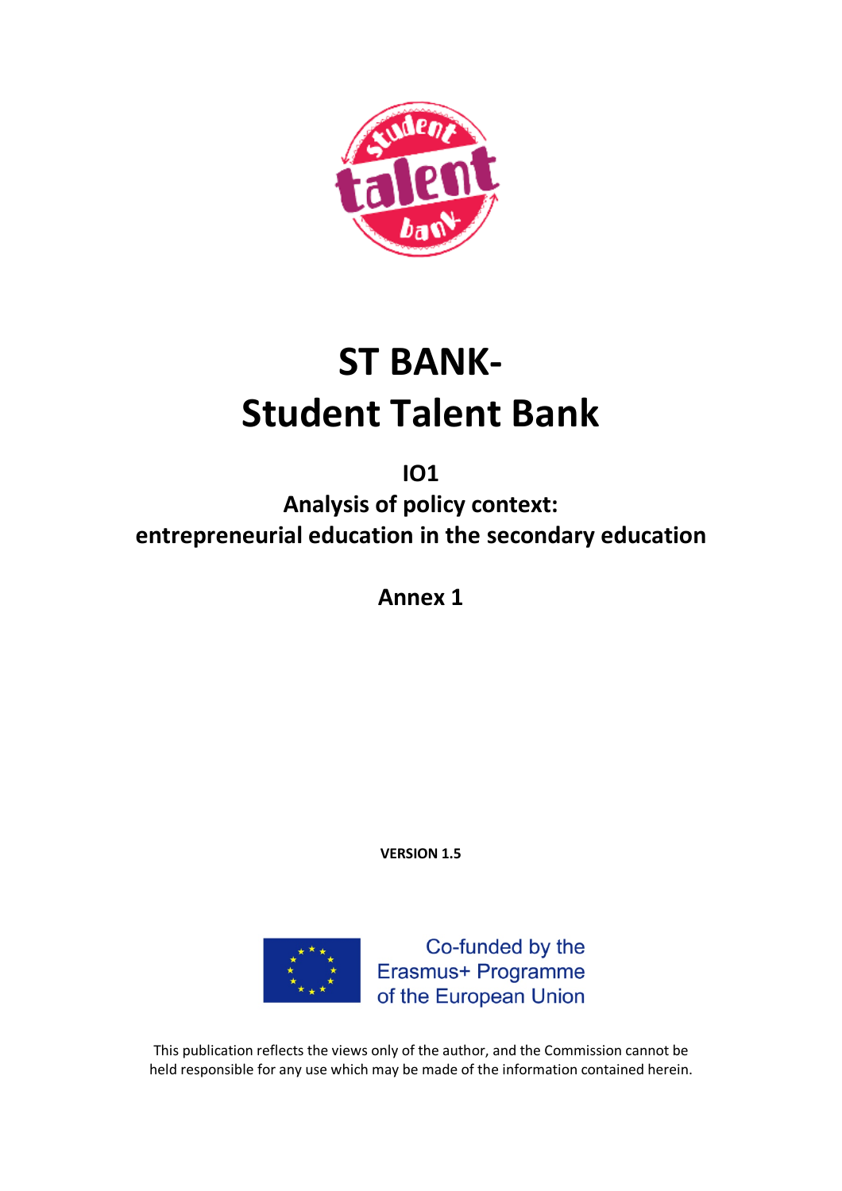# ST BANK-
# Student Talent Bank

## IO1
## Analysis of policy context:
## entrepreneurial education in the secondary education

## Annex 1

**VERSION 1.5**

Co-funded by the
Erasmus+ Programme
of the European Union

This publication reflects the views only of the author, and the Commission cannot be held responsible for any use which may be made of the information contained herein.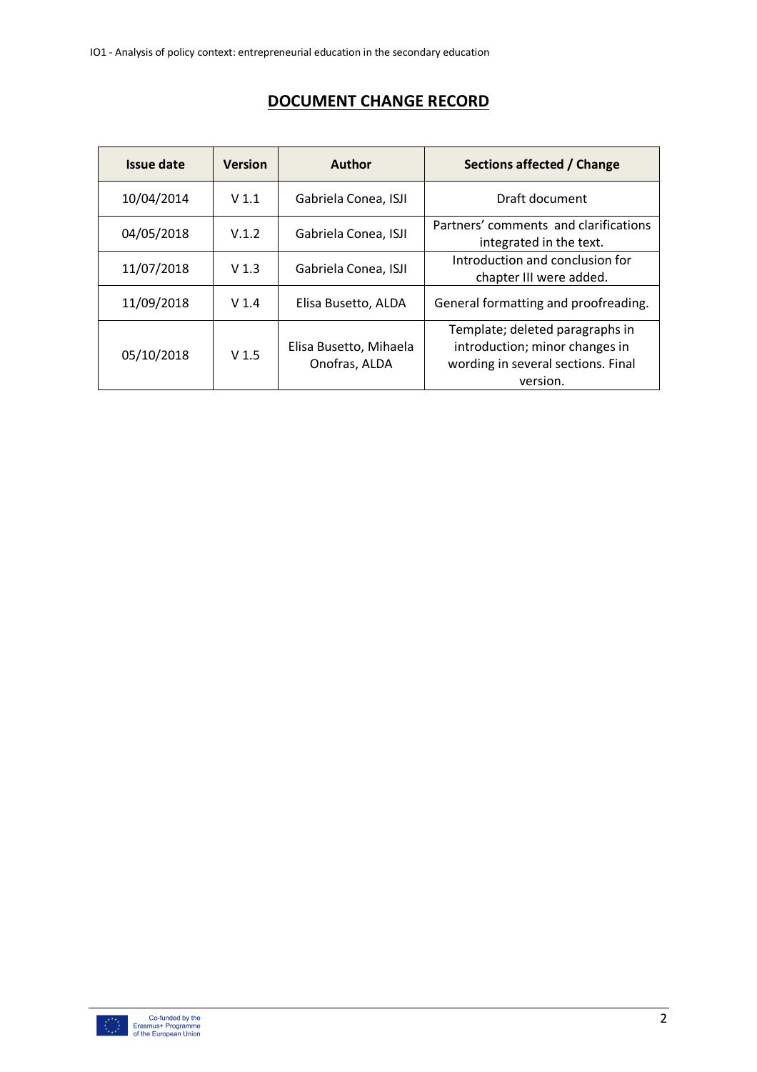# DOCUMENT CHANGE RECORD

| Issue date | Version | Author | Sections affected / Change |
|---|---|---|---|
| 10/04/2014 | V 1.1 | Gabriela Conea, ISJI | Draft document |
| 04/05/2018 | V.1.2 | Gabriela Conea, ISJI | Partners' comments and clarifications integrated in the text. |
| 11/07/2018 | V 1.3 | Gabriela Conea, ISJI | Introduction and conclusion for chapter III were added. |
| 11/09/2018 | V 1.4 | Elisa Busetto, ALDA | General formatting and proofreading. |
| 05/10/2018 | V 1.5 | Elisa Busetto, Mihaela Onofras, ALDA | Template; deleted paragraphs in introduction; minor changes in wording in several sections. Final version. |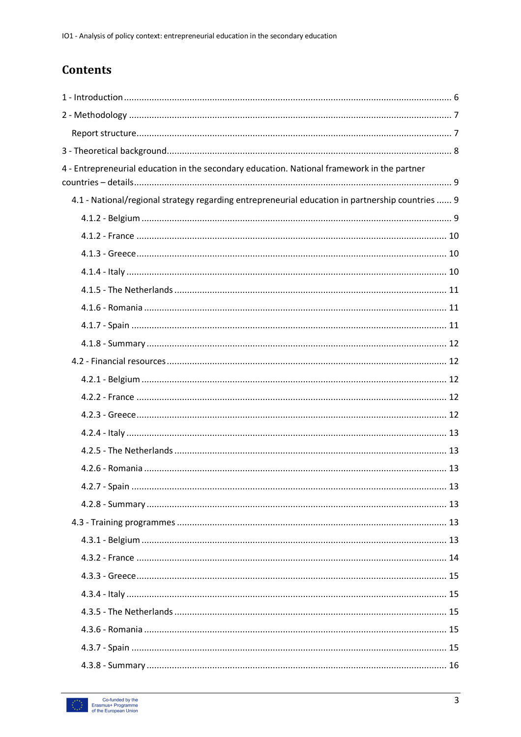# Contents

1 - Introduction ........................................................................................................................ 6

2 - Methodology ...................................................................................................................... 7

Report structure ....................................................................................................................... 7

3 - Theoretical background ....................................................................................................... 8

4 - Entrepreneurial education in the secondary education. National framework in the partner countries – details ................................................................................................................... 9

4.1 - National/regional strategy regarding entrepreneurial education in partnership countries ...... 9

4.1.2 - Belgium ........................................................................................................................ 9

4.1.2 - France ......................................................................................................................... 10

4.1.3 - Greece ......................................................................................................................... 10

4.1.4 - Italy ............................................................................................................................ 10

4.1.5 - The Netherlands .......................................................................................................... 11

4.1.6 - Romania ...................................................................................................................... 11

4.1.7 - Spain ........................................................................................................................... 11

4.1.8 - Summary ..................................................................................................................... 12

4.2 - Financial resources ........................................................................................................... 12

4.2.1 - Belgium ...................................................................................................................... 12

4.2.2 - France ......................................................................................................................... 12

4.2.3 - Greece ......................................................................................................................... 12

4.2.4 - Italy ............................................................................................................................ 13

4.2.5 - The Netherlands .......................................................................................................... 13

4.2.6 - Romania ...................................................................................................................... 13

4.2.7 - Spain ........................................................................................................................... 13

4.2.8 - Summary ..................................................................................................................... 13

4.3 - Training programmes ........................................................................................................ 13

4.3.1 - Belgium ...................................................................................................................... 13

4.3.2 - France ......................................................................................................................... 14

4.3.3 - Greece ......................................................................................................................... 15

4.3.4 - Italy ............................................................................................................................ 15

4.3.5 - The Netherlands .......................................................................................................... 15

4.3.6 - Romania ...................................................................................................................... 15

4.3.7 - Spain ........................................................................................................................... 15

4.3.8 - Summary ..................................................................................................................... 16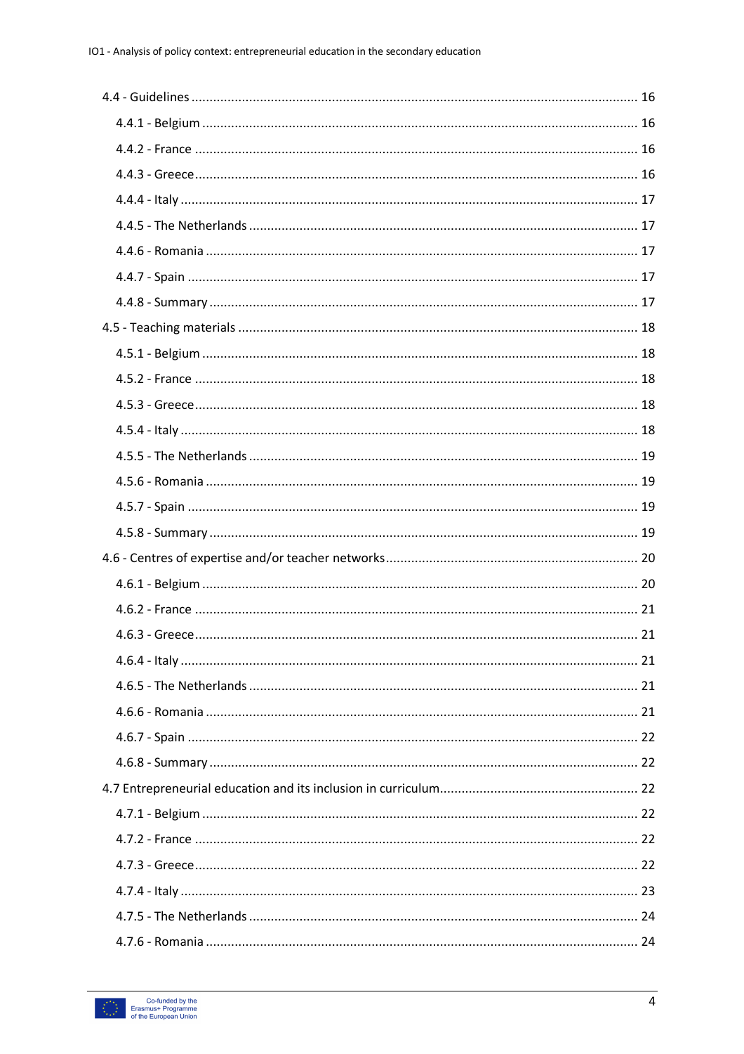4.4 - Guidelines ... 16

- 4.4.1 - Belgium ... 16
- 4.4.2 - France ... 16
- 4.4.3 - Greece ... 16
- 4.4.4 - Italy ... 17
- 4.4.5 - The Netherlands ... 17
- 4.4.6 - Romania ... 17
- 4.4.7 - Spain ... 17
- 4.4.8 - Summary ... 17

4.5 - Teaching materials ... 18

- 4.5.1 - Belgium ... 18
- 4.5.2 - France ... 18
- 4.5.3 - Greece ... 18
- 4.5.4 - Italy ... 18
- 4.5.5 - The Netherlands ... 19
- 4.5.6 - Romania ... 19
- 4.5.7 - Spain ... 19
- 4.5.8 - Summary ... 19

4.6 - Centres of expertise and/or teacher networks ... 20

- 4.6.1 - Belgium ... 20
- 4.6.2 - France ... 21
- 4.6.3 - Greece ... 21
- 4.6.4 - Italy ... 21
- 4.6.5 - The Netherlands ... 21
- 4.6.6 - Romania ... 21
- 4.6.7 - Spain ... 22
- 4.6.8 - Summary ... 22

4.7 Entrepreneurial education and its inclusion in curriculum ... 22

- 4.7.1 - Belgium ... 22
- 4.7.2 - France ... 22
- 4.7.3 - Greece ... 22
- 4.7.4 - Italy ... 23
- 4.7.5 - The Netherlands ... 24
- 4.7.6 - Romania ... 24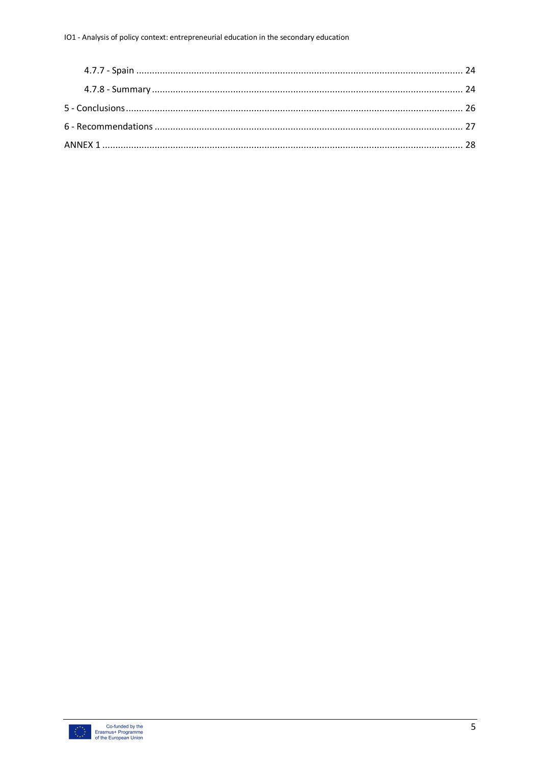4.7.7 - Spain ........................................................................................................................ 24

4.7.8 - Summary ................................................................................................................... 24

5 - Conclusions ............................................................................................................................ 26

6 - Recommendations .................................................................................................................. 27

ANNEX 1 ..................................................................................................................................... 28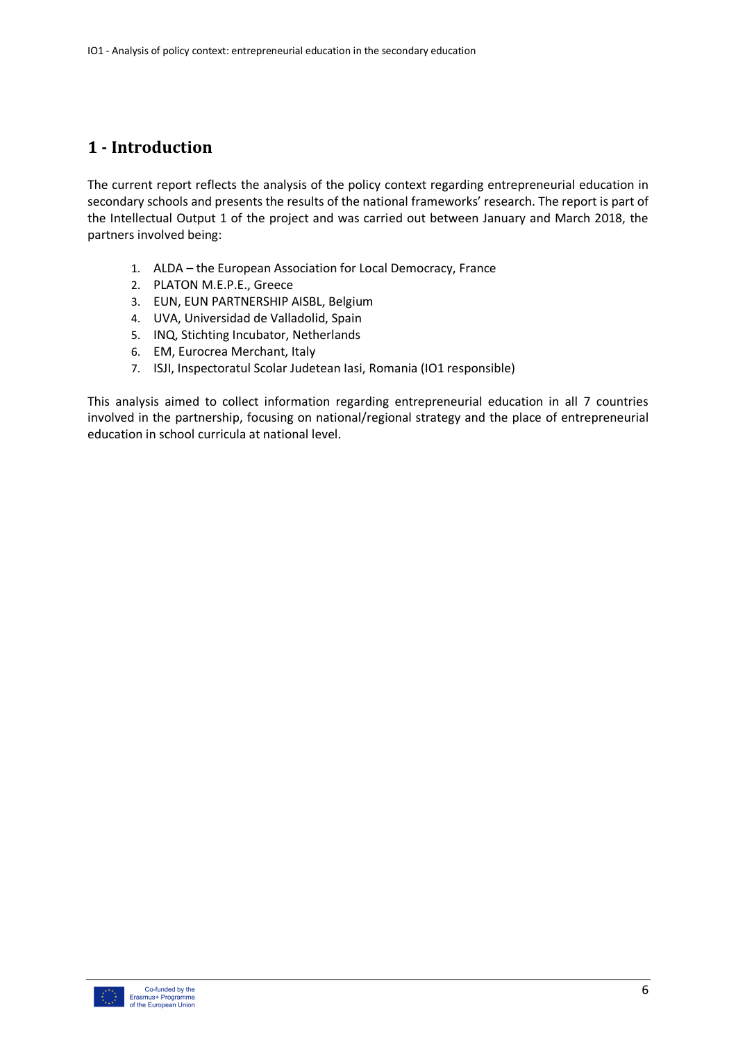# 1 - Introduction

The current report reflects the analysis of the policy context regarding entrepreneurial education in secondary schools and presents the results of the national frameworks' research. The report is part of the Intellectual Output 1 of the project and was carried out between January and March 2018, the partners involved being:

1. ALDA – the European Association for Local Democracy, France
2. PLATON M.E.P.E., Greece
3. EUN, EUN PARTNERSHIP AISBL, Belgium
4. UVA, Universidad de Valladolid, Spain
5. INQ, Stichting Incubator, Netherlands
6. EM, Eurocrea Merchant, Italy
7. ISJI, Inspectoratul Scolar Judetean Iasi, Romania (IO1 responsible)

This analysis aimed to collect information regarding entrepreneurial education in all 7 countries involved in the partnership, focusing on national/regional strategy and the place of entrepreneurial education in school curricula at national level.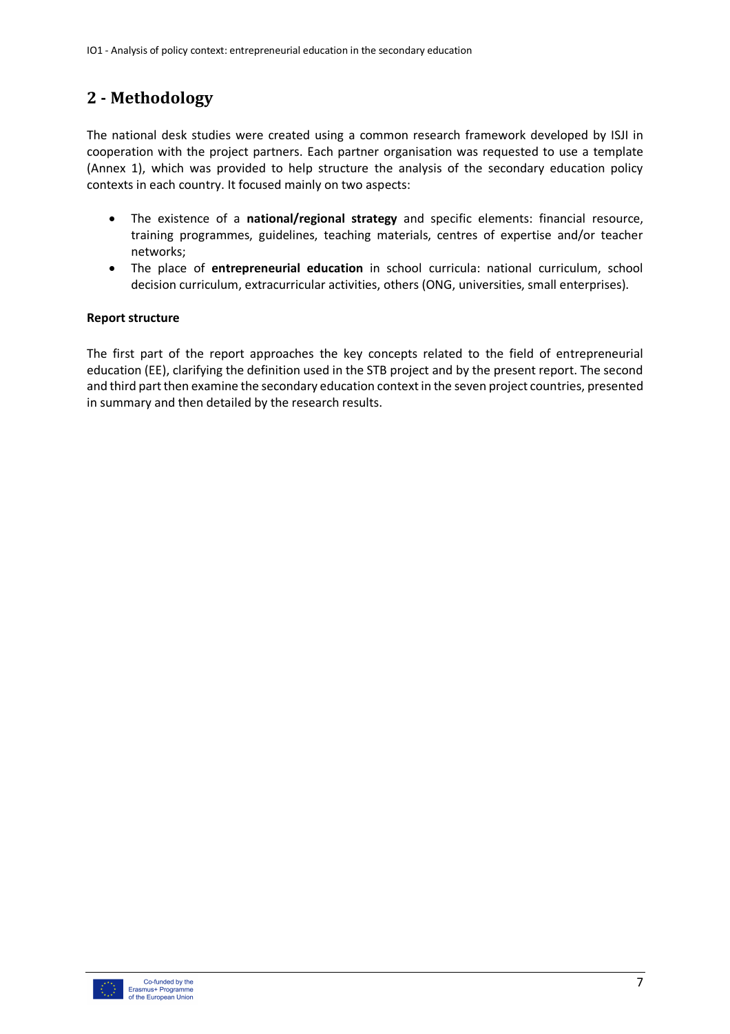## 2 - Methodology

The national desk studies were created using a common research framework developed by ISJI in cooperation with the project partners. Each partner organisation was requested to use a template (Annex 1), which was provided to help structure the analysis of the secondary education policy contexts in each country. It focused mainly on two aspects:

- The existence of a **national/regional strategy** and specific elements: financial resource, training programmes, guidelines, teaching materials, centres of expertise and/or teacher networks;
- The place of **entrepreneurial education** in school curricula: national curriculum, school decision curriculum, extracurricular activities, others (ONG, universities, small enterprises).

**Report structure**

The first part of the report approaches the key concepts related to the field of entrepreneurial education (EE), clarifying the definition used in the STB project and by the present report. The second and third part then examine the secondary education context in the seven project countries, presented in summary and then detailed by the research results.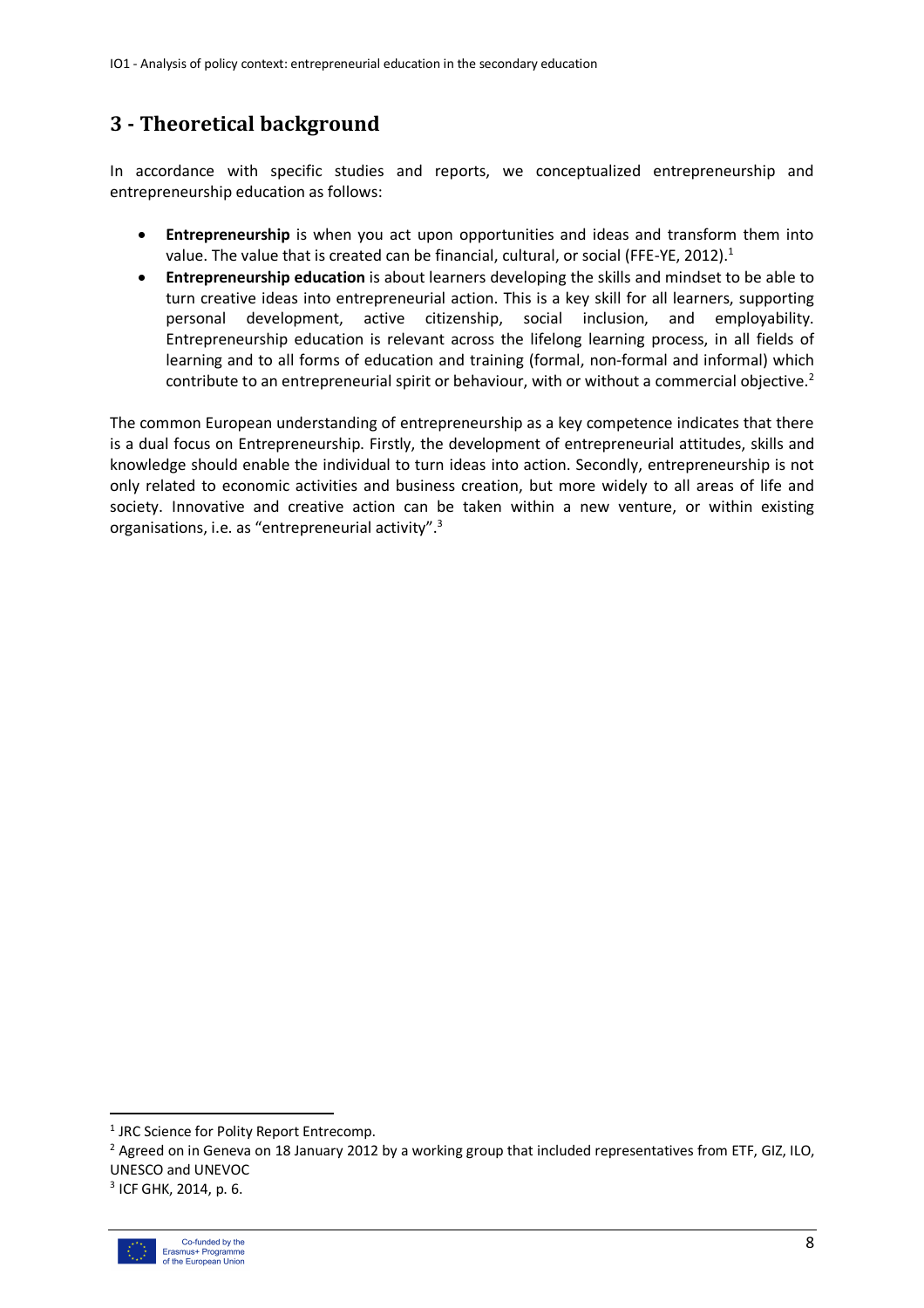# 3 - Theoretical background

In accordance with specific studies and reports, we conceptualized entrepreneurship and entrepreneurship education as follows:

- **Entrepreneurship** is when you act upon opportunities and ideas and transform them into value. The value that is created can be financial, cultural, or social (FFE-YE, 2012).[1]
- **Entrepreneurship education** is about learners developing the skills and mindset to be able to turn creative ideas into entrepreneurial action. This is a key skill for all learners, supporting personal development, active citizenship, social inclusion, and employability. Entrepreneurship education is relevant across the lifelong learning process, in all fields of learning and to all forms of education and training (formal, non-formal and informal) which contribute to an entrepreneurial spirit or behaviour, with or without a commercial objective.[2]

The common European understanding of entrepreneurship as a key competence indicates that there is a dual focus on Entrepreneurship. Firstly, the development of entrepreneurial attitudes, skills and knowledge should enable the individual to turn ideas into action. Secondly, entrepreneurship is not only related to economic activities and business creation, but more widely to all areas of life and society. Innovative and creative action can be taken within a new venture, or within existing organisations, i.e. as "entrepreneurial activity".[3]

---

[1] JRC Science for Polity Report Entrecomp.

[2] Agreed on in Geneva on 18 January 2012 by a working group that included representatives from ETF, GIZ, ILO, UNESCO and UNEVOC

[3] ICF GHK, 2014, p. 6.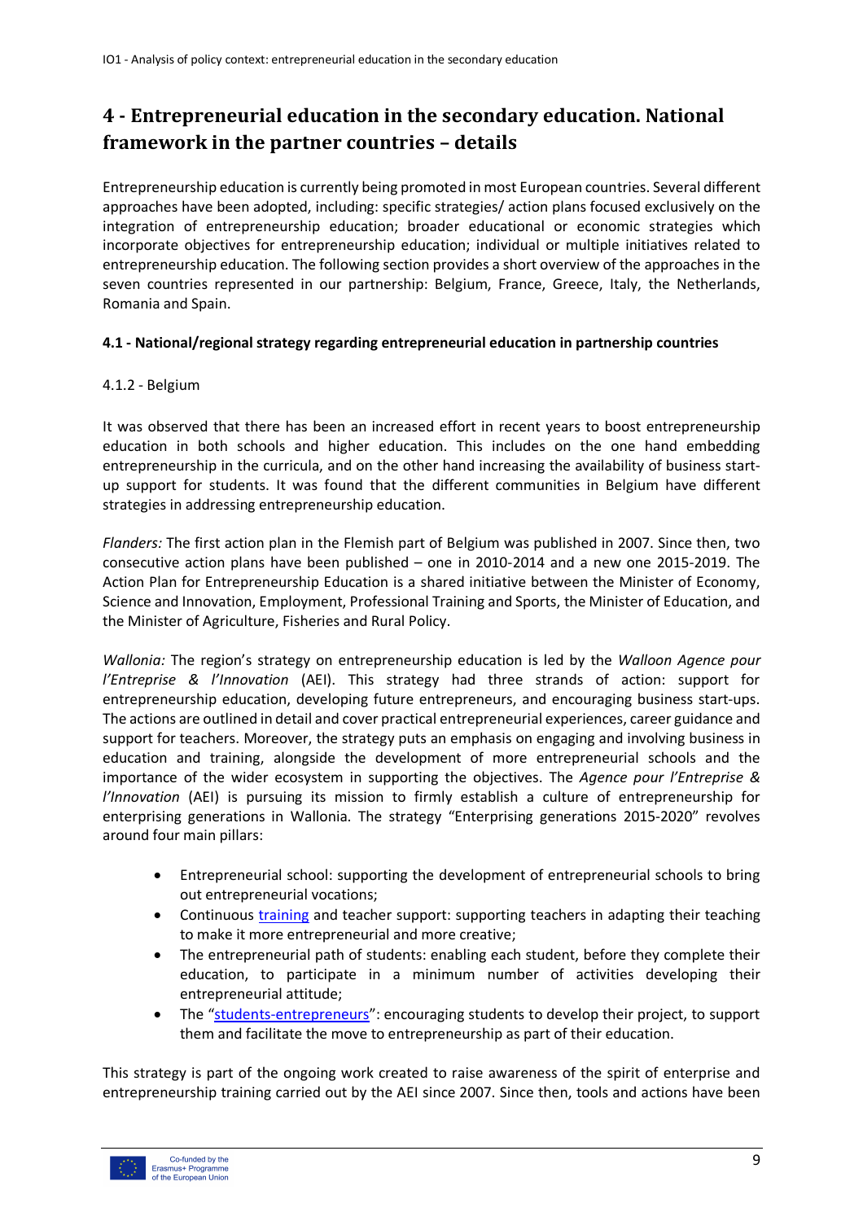# 4 - Entrepreneurial education in the secondary education. National framework in the partner countries – details

Entrepreneurship education is currently being promoted in most European countries. Several different approaches have been adopted, including: specific strategies/ action plans focused exclusively on the integration of entrepreneurship education; broader educational or economic strategies which incorporate objectives for entrepreneurship education; individual or multiple initiatives related to entrepreneurship education. The following section provides a short overview of the approaches in the seven countries represented in our partnership: Belgium, France, Greece, Italy, the Netherlands, Romania and Spain.

### 4.1 - National/regional strategy regarding entrepreneurial education in partnership countries

#### 4.1.2 - Belgium

It was observed that there has been an increased effort in recent years to boost entrepreneurship education in both schools and higher education. This includes on the one hand embedding entrepreneurship in the curricula, and on the other hand increasing the availability of business start-up support for students. It was found that the different communities in Belgium have different strategies in addressing entrepreneurship education.

*Flanders:* The first action plan in the Flemish part of Belgium was published in 2007. Since then, two consecutive action plans have been published – one in 2010-2014 and a new one 2015-2019. The Action Plan for Entrepreneurship Education is a shared initiative between the Minister of Economy, Science and Innovation, Employment, Professional Training and Sports, the Minister of Education, and the Minister of Agriculture, Fisheries and Rural Policy.

*Wallonia:* The region's strategy on entrepreneurship education is led by the *Walloon Agence pour l'Entreprise & l'Innovation* (AEI). This strategy had three strands of action: support for entrepreneurship education, developing future entrepreneurs, and encouraging business start-ups. The actions are outlined in detail and cover practical entrepreneurial experiences, career guidance and support for teachers. Moreover, the strategy puts an emphasis on engaging and involving business in education and training, alongside the development of more entrepreneurial schools and the importance of the wider ecosystem in supporting the objectives. The *Agence pour l'Entreprise & l'Innovation* (AEI) is pursuing its mission to firmly establish a culture of entrepreneurship for enterprising generations in Wallonia. The strategy "Enterprising generations 2015-2020" revolves around four main pillars:

- Entrepreneurial school: supporting the development of entrepreneurial schools to bring out entrepreneurial vocations;
- Continuous training and teacher support: supporting teachers in adapting their teaching to make it more entrepreneurial and more creative;
- The entrepreneurial path of students: enabling each student, before they complete their education, to participate in a minimum number of activities developing their entrepreneurial attitude;
- The "students-entrepreneurs": encouraging students to develop their project, to support them and facilitate the move to entrepreneurship as part of their education.

This strategy is part of the ongoing work created to raise awareness of the spirit of enterprise and entrepreneurship training carried out by the AEI since 2007. Since then, tools and actions have been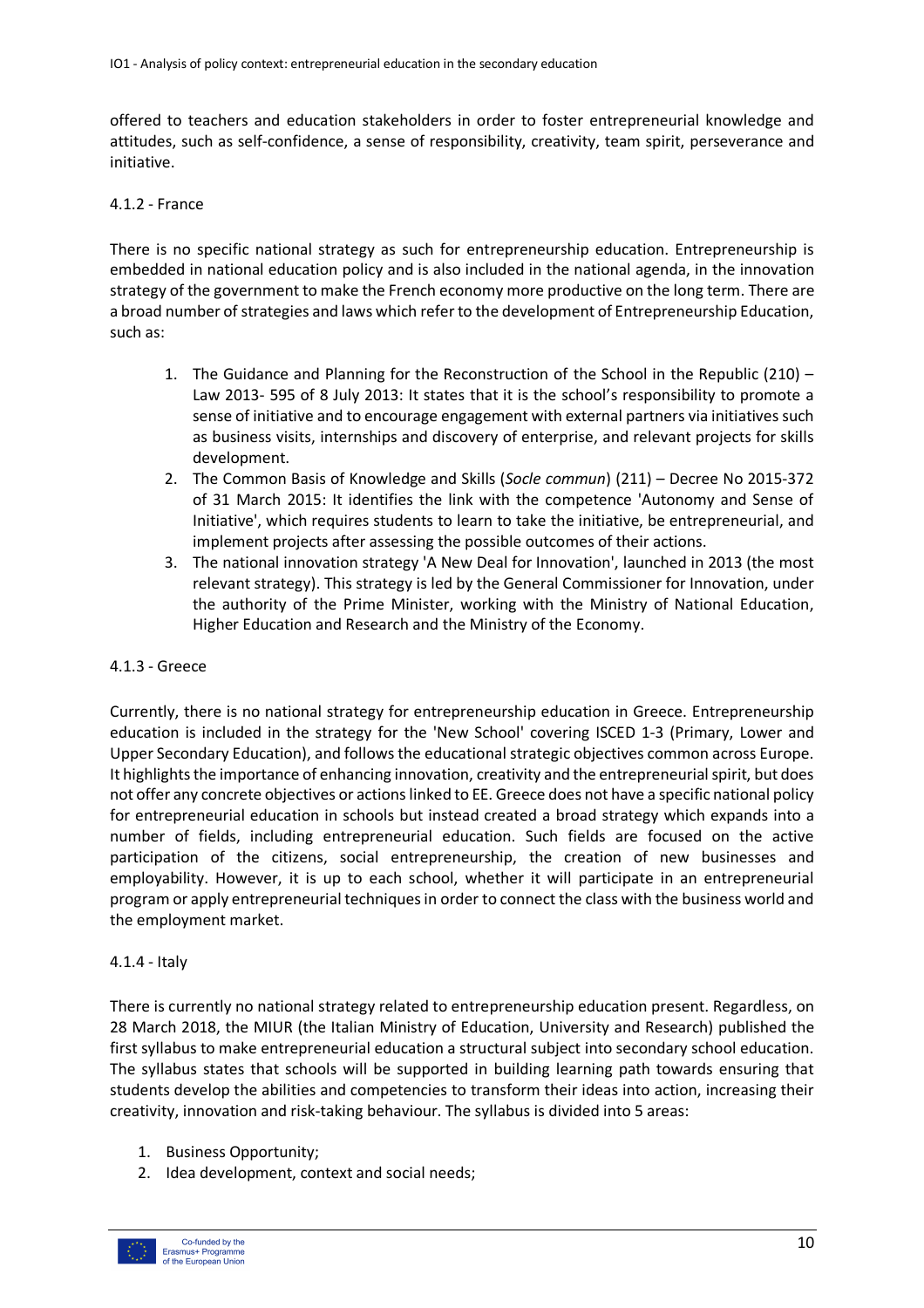offered to teachers and education stakeholders in order to foster entrepreneurial knowledge and attitudes, such as self-confidence, a sense of responsibility, creativity, team spirit, perseverance and initiative.

#### 4.1.2 - France

There is no specific national strategy as such for entrepreneurship education. Entrepreneurship is embedded in national education policy and is also included in the national agenda, in the innovation strategy of the government to make the French economy more productive on the long term. There are a broad number of strategies and laws which refer to the development of Entrepreneurship Education, such as:

1. The Guidance and Planning for the Reconstruction of the School in the Republic (210) – Law 2013- 595 of 8 July 2013: It states that it is the school's responsibility to promote a sense of initiative and to encourage engagement with external partners via initiatives such as business visits, internships and discovery of enterprise, and relevant projects for skills development.
2. The Common Basis of Knowledge and Skills (*Socle commun*) (211) – Decree No 2015-372 of 31 March 2015: It identifies the link with the competence 'Autonomy and Sense of Initiative', which requires students to learn to take the initiative, be entrepreneurial, and implement projects after assessing the possible outcomes of their actions.
3. The national innovation strategy 'A New Deal for Innovation', launched in 2013 (the most relevant strategy). This strategy is led by the General Commissioner for Innovation, under the authority of the Prime Minister, working with the Ministry of National Education, Higher Education and Research and the Ministry of the Economy.

#### 4.1.3 - Greece

Currently, there is no national strategy for entrepreneurship education in Greece. Entrepreneurship education is included in the strategy for the 'New School' covering ISCED 1-3 (Primary, Lower and Upper Secondary Education), and follows the educational strategic objectives common across Europe. It highlights the importance of enhancing innovation, creativity and the entrepreneurial spirit, but does not offer any concrete objectives or actions linked to EE. Greece does not have a specific national policy for entrepreneurial education in schools but instead created a broad strategy which expands into a number of fields, including entrepreneurial education. Such fields are focused on the active participation of the citizens, social entrepreneurship, the creation of new businesses and employability. However, it is up to each school, whether it will participate in an entrepreneurial program or apply entrepreneurial techniques in order to connect the class with the business world and the employment market.

#### 4.1.4 - Italy

There is currently no national strategy related to entrepreneurship education present. Regardless, on 28 March 2018, the MIUR (the Italian Ministry of Education, University and Research) published the first syllabus to make entrepreneurial education a structural subject into secondary school education. The syllabus states that schools will be supported in building learning path towards ensuring that students develop the abilities and competencies to transform their ideas into action, increasing their creativity, innovation and risk-taking behaviour. The syllabus is divided into 5 areas:

1. Business Opportunity;
2. Idea development, context and social needs;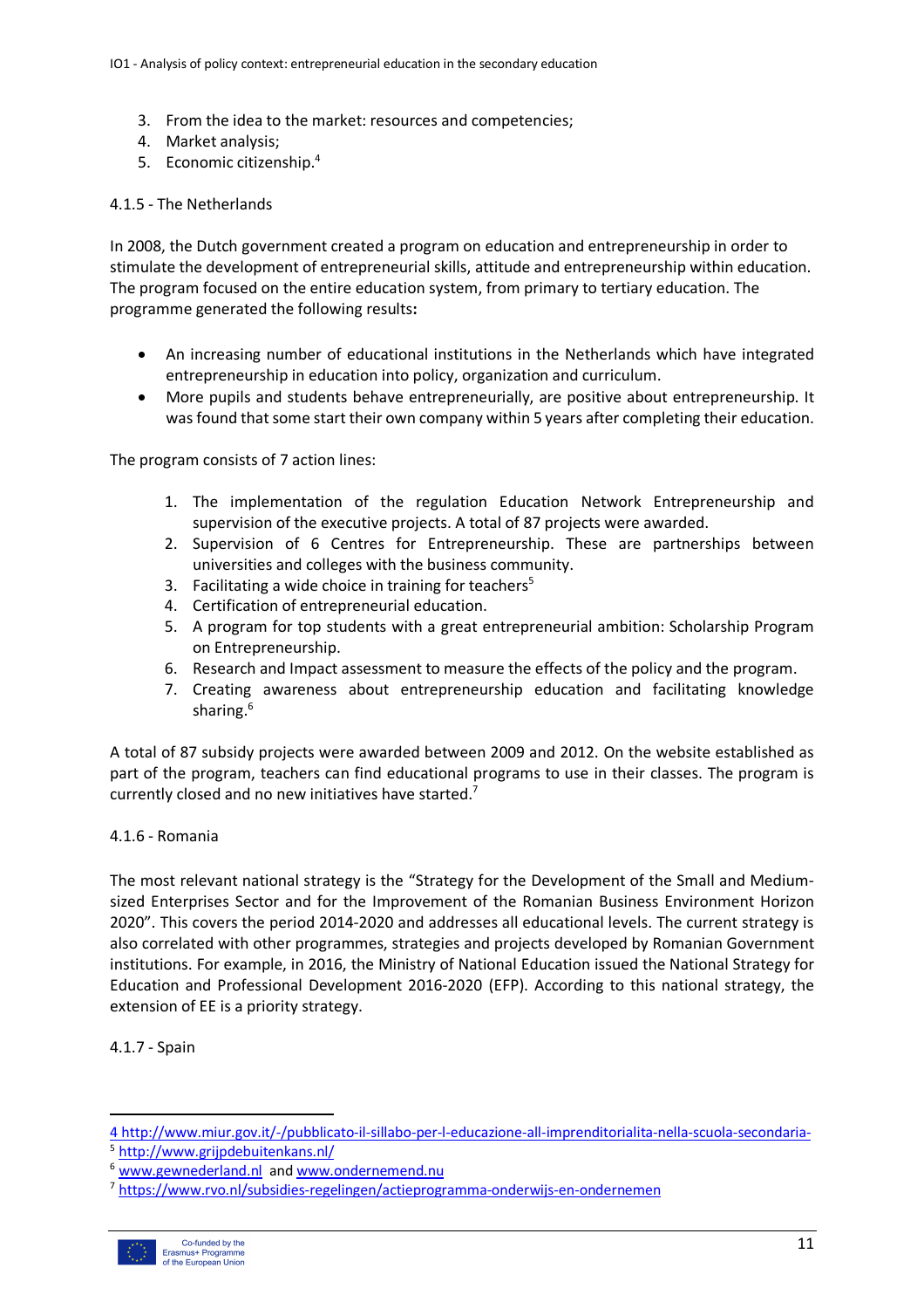3. From the idea to the market: resources and competencies;
4. Market analysis;
5. Economic citizenship.[4]

4.1.5 - The Netherlands

In 2008, the Dutch government created a program on education and entrepreneurship in order to stimulate the development of entrepreneurial skills, attitude and entrepreneurship within education. The program focused on the entire education system, from primary to tertiary education. The programme generated the following results**:**

- An increasing number of educational institutions in the Netherlands which have integrated entrepreneurship in education into policy, organization and curriculum.
- More pupils and students behave entrepreneurially, are positive about entrepreneurship. It was found that some start their own company within 5 years after completing their education.

The program consists of 7 action lines:

1. The implementation of the regulation Education Network Entrepreneurship and supervision of the executive projects. A total of 87 projects were awarded.
2. Supervision of 6 Centres for Entrepreneurship. These are partnerships between universities and colleges with the business community.
3. Facilitating a wide choice in training for teachers[5]
4. Certification of entrepreneurial education.
5. A program for top students with a great entrepreneurial ambition: Scholarship Program on Entrepreneurship.
6. Research and Impact assessment to measure the effects of the policy and the program.
7. Creating awareness about entrepreneurship education and facilitating knowledge sharing.[6]

A total of 87 subsidy projects were awarded between 2009 and 2012. On the website established as part of the program, teachers can find educational programs to use in their classes. The program is currently closed and no new initiatives have started.[7]

4.1.6 - Romania

The most relevant national strategy is the "Strategy for the Development of the Small and Medium-sized Enterprises Sector and for the Improvement of the Romanian Business Environment Horizon 2020". This covers the period 2014-2020 and addresses all educational levels. The current strategy is also correlated with other programmes, strategies and projects developed by Romanian Government institutions. For example, in 2016, the Ministry of National Education issued the National Strategy for Education and Professional Development 2016-2020 (EFP). According to this national strategy, the extension of EE is a priority strategy.

4.1.7 - Spain

---

4 http://www.miur.gov.it/-/pubblicato-il-sillabo-per-l-educazione-all-imprenditorialita-nella-scuola-secondaria-

5 http://www.grijpdebuitenkans.nl/

6 www.gewnederland.nl and www.ondernemend.nu

7 https://www.rvo.nl/subsidies-regelingen/actieprogramma-onderwijs-en-ondernemen

Co-funded by the Erasmus+ Programme of the European Union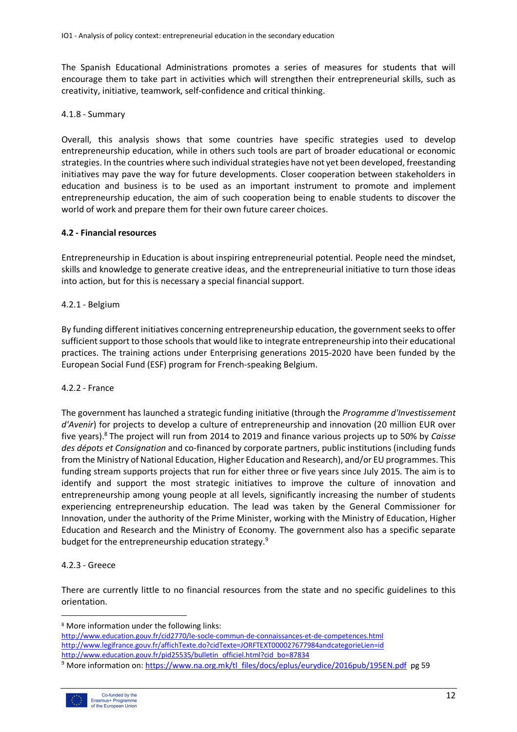The Spanish Educational Administrations promotes a series of measures for students that will encourage them to take part in activities which will strengthen their entrepreneurial skills, such as creativity, initiative, teamwork, self-confidence and critical thinking.

4.1.8 - Summary

Overall, this analysis shows that some countries have specific strategies used to develop entrepreneurship education, while in others such tools are part of broader educational or economic strategies. In the countries where such individual strategies have not yet been developed, freestanding initiatives may pave the way for future developments. Closer cooperation between stakeholders in education and business is to be used as an important instrument to promote and implement entrepreneurship education, the aim of such cooperation being to enable students to discover the world of work and prepare them for their own future career choices.

### 4.2 - Financial resources

Entrepreneurship in Education is about inspiring entrepreneurial potential. People need the mindset, skills and knowledge to generate creative ideas, and the entrepreneurial initiative to turn those ideas into action, but for this is necessary a special financial support.

4.2.1 - Belgium

By funding different initiatives concerning entrepreneurship education, the government seeks to offer sufficient support to those schools that would like to integrate entrepreneurship into their educational practices. The training actions under Enterprising generations 2015-2020 have been funded by the European Social Fund (ESF) program for French-speaking Belgium.

4.2.2 - France

The government has launched a strategic funding initiative (through the *Programme d'Investissement d'Avenir*) for projects to develop a culture of entrepreneurship and innovation (20 million EUR over five years).[8] The project will run from 2014 to 2019 and finance various projects up to 50% by *Caisse des dépots et Consignation* and co-financed by corporate partners, public institutions (including funds from the Ministry of National Education, Higher Education and Research), and/or EU programmes. This funding stream supports projects that run for either three or five years since July 2015. The aim is to identify and support the most strategic initiatives to improve the culture of innovation and entrepreneurship among young people at all levels, significantly increasing the number of students experiencing entrepreneurship education. The lead was taken by the General Commissioner for Innovation, under the authority of the Prime Minister, working with the Ministry of Education, Higher Education and Research and the Ministry of Economy. The government also has a specific separate budget for the entrepreneurship education strategy.[9]

4.2.3 - Greece

There are currently little to no financial resources from the state and no specific guidelines to this orientation.

---

[8] More information under the following links:
http://www.education.gouv.fr/cid2770/le-socle-commun-de-connaissances-et-de-competences.html
http://www.legifrance.gouv.fr/affichTexte.do?cidTexte=JORFTEXT000027677984andcategorieLien=id
http://www.education.gouv.fr/pid25535/bulletin_officiel.html?cid_bo=87834

[9] More information on: https://www.na.org.mk/tl_files/docs/eplus/eurydice/2016pub/195EN.pdf pg 59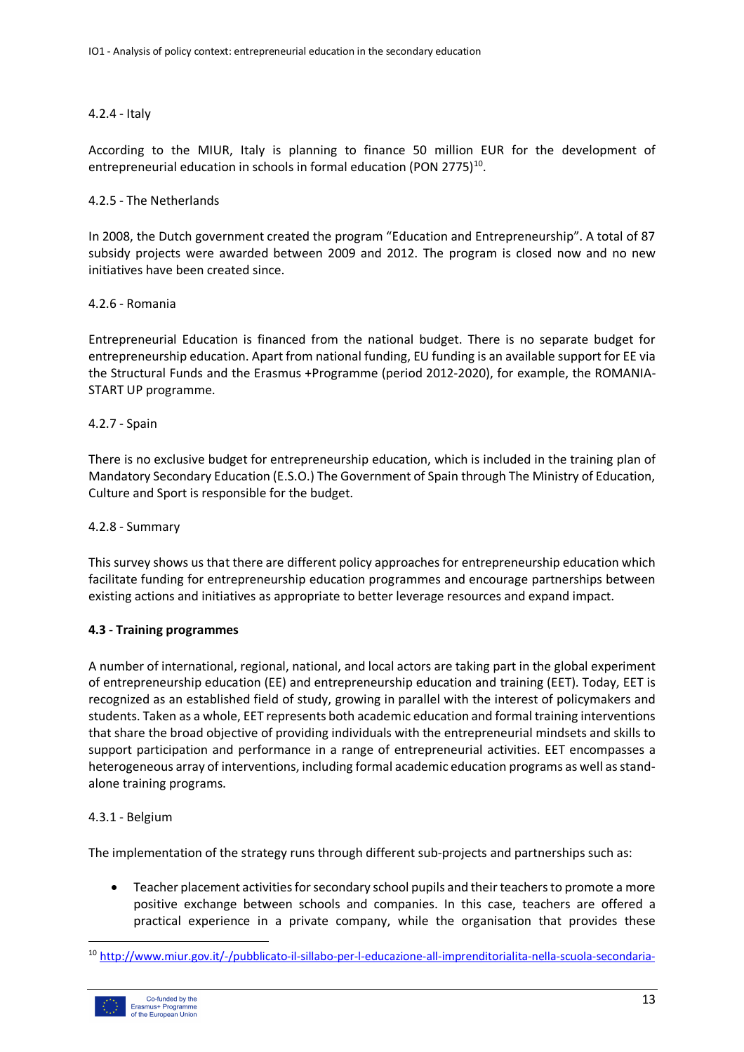### 4.2.4 - Italy

According to the MIUR, Italy is planning to finance 50 million EUR for the development of entrepreneurial education in schools in formal education (PON 2775)[10].

### 4.2.5 - The Netherlands

In 2008, the Dutch government created the program "Education and Entrepreneurship". A total of 87 subsidy projects were awarded between 2009 and 2012. The program is closed now and no new initiatives have been created since.

### 4.2.6 - Romania

Entrepreneurial Education is financed from the national budget. There is no separate budget for entrepreneurship education. Apart from national funding, EU funding is an available support for EE via the Structural Funds and the Erasmus +Programme (period 2012-2020), for example, the ROMANIA-START UP programme.

### 4.2.7 - Spain

There is no exclusive budget for entrepreneurship education, which is included in the training plan of Mandatory Secondary Education (E.S.O.) The Government of Spain through The Ministry of Education, Culture and Sport is responsible for the budget.

### 4.2.8 - Summary

This survey shows us that there are different policy approaches for entrepreneurship education which facilitate funding for entrepreneurship education programmes and encourage partnerships between existing actions and initiatives as appropriate to better leverage resources and expand impact.

## 4.3 - Training programmes

A number of international, regional, national, and local actors are taking part in the global experiment of entrepreneurship education (EE) and entrepreneurship education and training (EET). Today, EET is recognized as an established field of study, growing in parallel with the interest of policymakers and students. Taken as a whole, EET represents both academic education and formal training interventions that share the broad objective of providing individuals with the entrepreneurial mindsets and skills to support participation and performance in a range of entrepreneurial activities. EET encompasses a heterogeneous array of interventions, including formal academic education programs as well as stand-alone training programs.

### 4.3.1 - Belgium

The implementation of the strategy runs through different sub-projects and partnerships such as:

- Teacher placement activities for secondary school pupils and their teachers to promote a more positive exchange between schools and companies. In this case, teachers are offered a practical experience in a private company, while the organisation that provides these

[10] http://www.miur.gov.it/-/pubblicato-il-sillabo-per-l-educazione-all-imprenditorialita-nella-scuola-secondaria-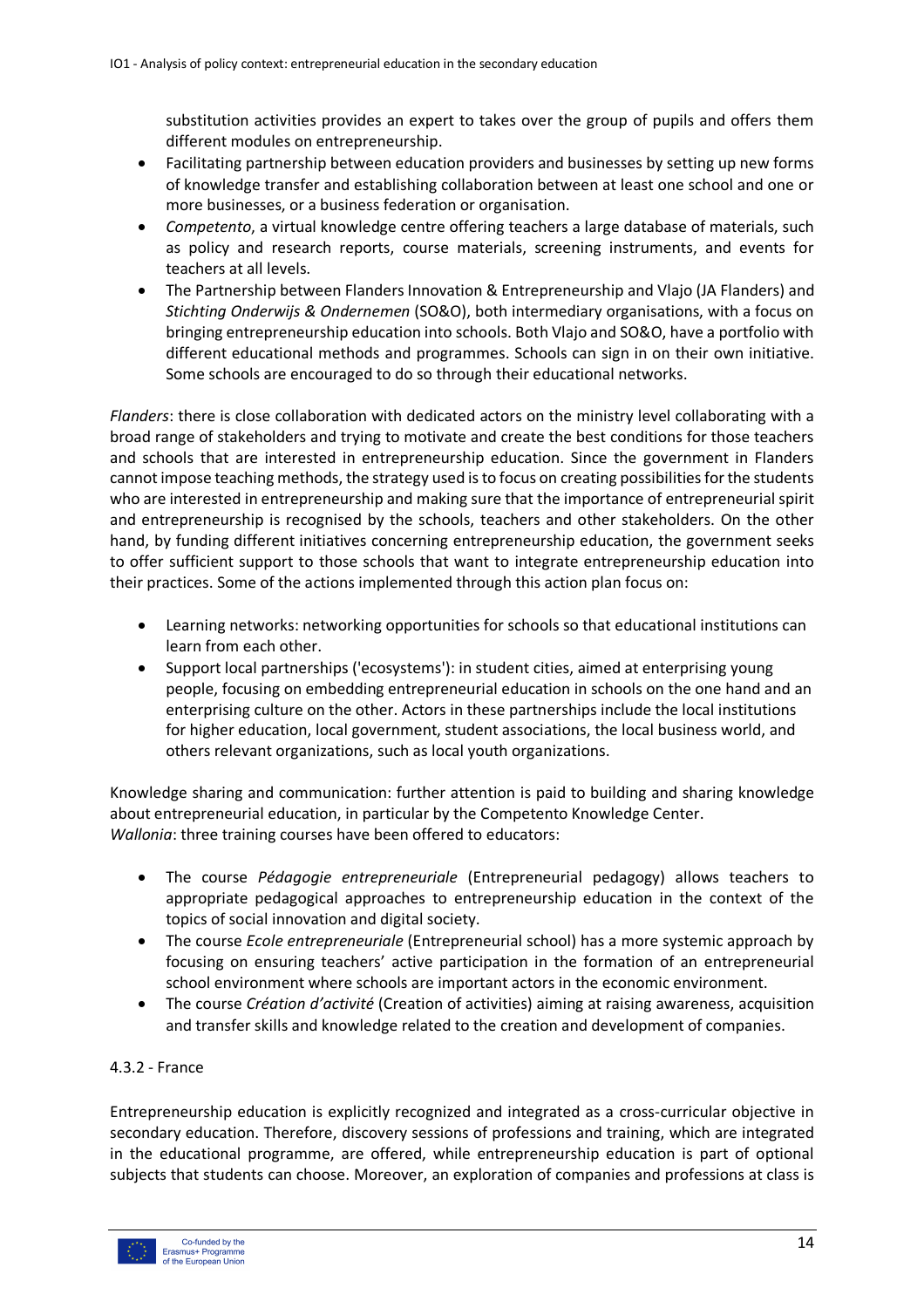substitution activities provides an expert to takes over the group of pupils and offers them different modules on entrepreneurship.

- Facilitating partnership between education providers and businesses by setting up new forms of knowledge transfer and establishing collaboration between at least one school and one or more businesses, or a business federation or organisation.
- *Competento*, a virtual knowledge centre offering teachers a large database of materials, such as policy and research reports, course materials, screening instruments, and events for teachers at all levels.
- The Partnership between Flanders Innovation & Entrepreneurship and Vlajo (JA Flanders) and *Stichting Onderwijs & Ondernemen* (SO&O), both intermediary organisations, with a focus on bringing entrepreneurship education into schools. Both Vlajo and SO&O, have a portfolio with different educational methods and programmes. Schools can sign in on their own initiative. Some schools are encouraged to do so through their educational networks.

*Flanders*: there is close collaboration with dedicated actors on the ministry level collaborating with a broad range of stakeholders and trying to motivate and create the best conditions for those teachers and schools that are interested in entrepreneurship education. Since the government in Flanders cannot impose teaching methods, the strategy used is to focus on creating possibilities for the students who are interested in entrepreneurship and making sure that the importance of entrepreneurial spirit and entrepreneurship is recognised by the schools, teachers and other stakeholders. On the other hand, by funding different initiatives concerning entrepreneurship education, the government seeks to offer sufficient support to those schools that want to integrate entrepreneurship education into their practices. Some of the actions implemented through this action plan focus on:

- Learning networks: networking opportunities for schools so that educational institutions can learn from each other.
- Support local partnerships ('ecosystems'): in student cities, aimed at enterprising young people, focusing on embedding entrepreneurial education in schools on the one hand and an enterprising culture on the other. Actors in these partnerships include the local institutions for higher education, local government, student associations, the local business world, and others relevant organizations, such as local youth organizations.

Knowledge sharing and communication: further attention is paid to building and sharing knowledge about entrepreneurial education, in particular by the Competento Knowledge Center.
*Wallonia*: three training courses have been offered to educators:

- The course *Pédagogie entrepreneuriale* (Entrepreneurial pedagogy) allows teachers to appropriate pedagogical approaches to entrepreneurship education in the context of the topics of social innovation and digital society.
- The course *Ecole entrepreneuriale* (Entrepreneurial school) has a more systemic approach by focusing on ensuring teachers' active participation in the formation of an entrepreneurial school environment where schools are important actors in the economic environment.
- The course *Création d'activité* (Creation of activities) aiming at raising awareness, acquisition and transfer skills and knowledge related to the creation and development of companies.

### 4.3.2 - France

Entrepreneurship education is explicitly recognized and integrated as a cross-curricular objective in secondary education. Therefore, discovery sessions of professions and training, which are integrated in the educational programme, are offered, while entrepreneurship education is part of optional subjects that students can choose. Moreover, an exploration of companies and professions at class is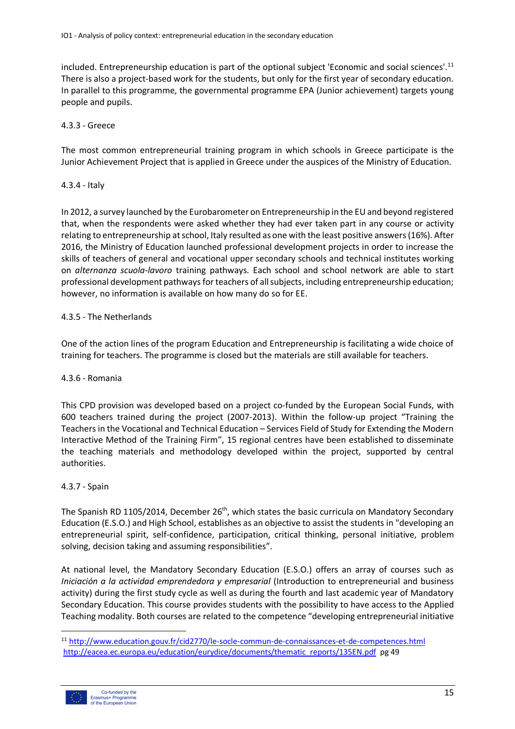included. Entrepreneurship education is part of the optional subject 'Economic and social sciences'.[11] There is also a project-based work for the students, but only for the first year of secondary education. In parallel to this programme, the governmental programme EPA (Junior achievement) targets young people and pupils.

### 4.3.3 - Greece

The most common entrepreneurial training program in which schools in Greece participate is the Junior Achievement Project that is applied in Greece under the auspices of the Ministry of Education.

### 4.3.4 - Italy

In 2012, a survey launched by the Eurobarometer on Entrepreneurship in the EU and beyond registered that, when the respondents were asked whether they had ever taken part in any course or activity relating to entrepreneurship at school, Italy resulted as one with the least positive answers (16%). After 2016, the Ministry of Education launched professional development projects in order to increase the skills of teachers of general and vocational upper secondary schools and technical institutes working on *alternanza scuola-lavoro* training pathways. Each school and school network are able to start professional development pathways for teachers of all subjects, including entrepreneurship education; however, no information is available on how many do so for EE.

### 4.3.5 - The Netherlands

One of the action lines of the program Education and Entrepreneurship is facilitating a wide choice of training for teachers. The programme is closed but the materials are still available for teachers.

### 4.3.6 - Romania

This CPD provision was developed based on a project co-funded by the European Social Funds, with 600 teachers trained during the project (2007-2013). Within the follow-up project "Training the Teachers in the Vocational and Technical Education – Services Field of Study for Extending the Modern Interactive Method of the Training Firm", 15 regional centres have been established to disseminate the teaching materials and methodology developed within the project, supported by central authorities.

### 4.3.7 - Spain

The Spanish RD 1105/2014, December 26th, which states the basic curricula on Mandatory Secondary Education (E.S.O.) and High School, establishes as an objective to assist the students in "developing an entrepreneurial spirit, self-confidence, participation, critical thinking, personal initiative, problem solving, decision taking and assuming responsibilities".

At national level, the Mandatory Secondary Education (E.S.O.) offers an array of courses such as *Iniciación a la actividad emprendedora y empresarial* (Introduction to entrepreneurial and business activity) during the first study cycle as well as during the fourth and last academic year of Mandatory Secondary Education. This course provides students with the possibility to have access to the Applied Teaching modality. Both courses are related to the competence "developing entrepreneurial initiative

---

[11] http://www.education.gouv.fr/cid2770/le-socle-commun-de-connaissances-et-de-competences.html
http://eacea.ec.europa.eu/education/eurydice/documents/thematic_reports/135EN.pdf pg 49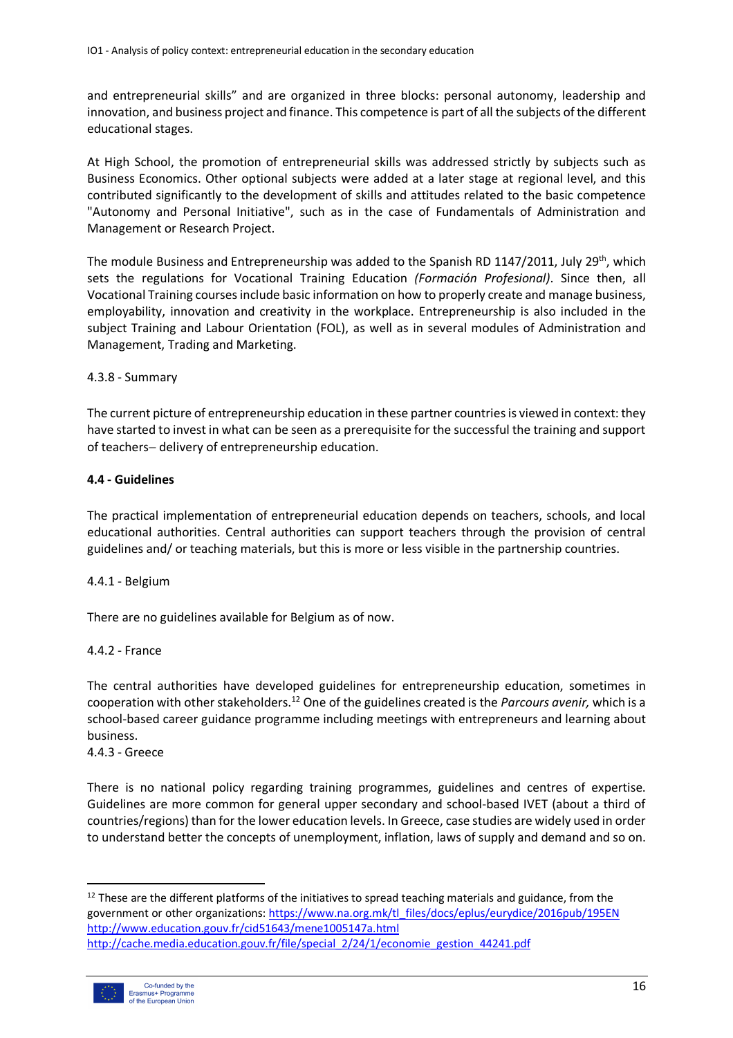and entrepreneurial skills" and are organized in three blocks: personal autonomy, leadership and innovation, and business project and finance. This competence is part of all the subjects of the different educational stages.

At High School, the promotion of entrepreneurial skills was addressed strictly by subjects such as Business Economics. Other optional subjects were added at a later stage at regional level, and this contributed significantly to the development of skills and attitudes related to the basic competence "Autonomy and Personal Initiative", such as in the case of Fundamentals of Administration and Management or Research Project.

The module Business and Entrepreneurship was added to the Spanish RD 1147/2011, July 29th, which sets the regulations for Vocational Training Education *(Formación Profesional)*. Since then, all Vocational Training courses include basic information on how to properly create and manage business, employability, innovation and creativity in the workplace. Entrepreneurship is also included in the subject Training and Labour Orientation (FOL), as well as in several modules of Administration and Management, Trading and Marketing.

#### 4.3.8 - Summary

The current picture of entrepreneurship education in these partner countries is viewed in context: they have started to invest in what can be seen as a prerequisite for the successful the training and support of teachers– delivery of entrepreneurship education.

### 4.4 - Guidelines

The practical implementation of entrepreneurial education depends on teachers, schools, and local educational authorities. Central authorities can support teachers through the provision of central guidelines and/ or teaching materials, but this is more or less visible in the partnership countries.

#### 4.4.1 - Belgium

There are no guidelines available for Belgium as of now.

#### 4.4.2 - France

The central authorities have developed guidelines for entrepreneurship education, sometimes in cooperation with other stakeholders.[12] One of the guidelines created is the *Parcours avenir,* which is a school-based career guidance programme including meetings with entrepreneurs and learning about business.

#### 4.4.3 - Greece

There is no national policy regarding training programmes, guidelines and centres of expertise. Guidelines are more common for general upper secondary and school-based IVET (about a third of countries/regions) than for the lower education levels. In Greece, case studies are widely used in order to understand better the concepts of unemployment, inflation, laws of supply and demand and so on.

---

[12] These are the different platforms of the initiatives to spread teaching materials and guidance, from the government or other organizations: https://www.na.org.mk/tl_files/docs/eplus/eurydice/2016pub/195EN http://www.education.gouv.fr/cid51643/mene1005147a.html http://cache.media.education.gouv.fr/file/special_2/24/1/economie_gestion_44241.pdf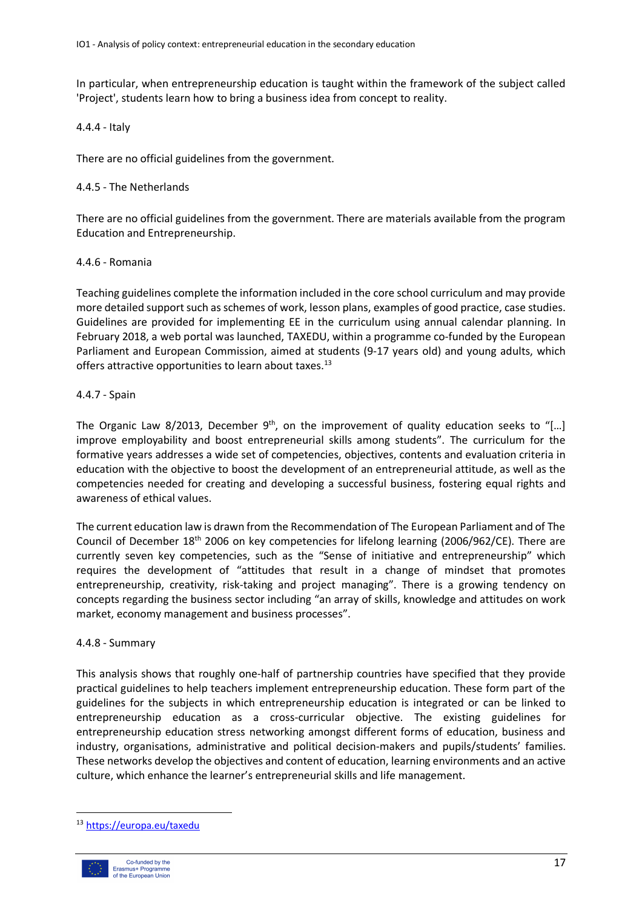In particular, when entrepreneurship education is taught within the framework of the subject called 'Project', students learn how to bring a business idea from concept to reality.

### 4.4.4 - Italy

There are no official guidelines from the government.

### 4.4.5 - The Netherlands

There are no official guidelines from the government. There are materials available from the program Education and Entrepreneurship.

### 4.4.6 - Romania

Teaching guidelines complete the information included in the core school curriculum and may provide more detailed support such as schemes of work, lesson plans, examples of good practice, case studies. Guidelines are provided for implementing EE in the curriculum using annual calendar planning. In February 2018, a web portal was launched, TAXEDU, within a programme co-funded by the European Parliament and European Commission, aimed at students (9-17 years old) and young adults, which offers attractive opportunities to learn about taxes.[13]

### 4.4.7 - Spain

The Organic Law 8/2013, December 9th, on the improvement of quality education seeks to "[…] improve employability and boost entrepreneurial skills among students". The curriculum for the formative years addresses a wide set of competencies, objectives, contents and evaluation criteria in education with the objective to boost the development of an entrepreneurial attitude, as well as the competencies needed for creating and developing a successful business, fostering equal rights and awareness of ethical values.

The current education law is drawn from the Recommendation of The European Parliament and of The Council of December 18th 2006 on key competencies for lifelong learning (2006/962/CE). There are currently seven key competencies, such as the "Sense of initiative and entrepreneurship" which requires the development of "attitudes that result in a change of mindset that promotes entrepreneurship, creativity, risk-taking and project managing". There is a growing tendency on concepts regarding the business sector including "an array of skills, knowledge and attitudes on work market, economy management and business processes".

### 4.4.8 - Summary

This analysis shows that roughly one-half of partnership countries have specified that they provide practical guidelines to help teachers implement entrepreneurship education. These form part of the guidelines for the subjects in which entrepreneurship education is integrated or can be linked to entrepreneurship education as a cross-curricular objective. The existing guidelines for entrepreneurship education stress networking amongst different forms of education, business and industry, organisations, administrative and political decision-makers and pupils/students' families. These networks develop the objectives and content of education, learning environments and an active culture, which enhance the learner's entrepreneurial skills and life management.

---

[13] https://europa.eu/taxedu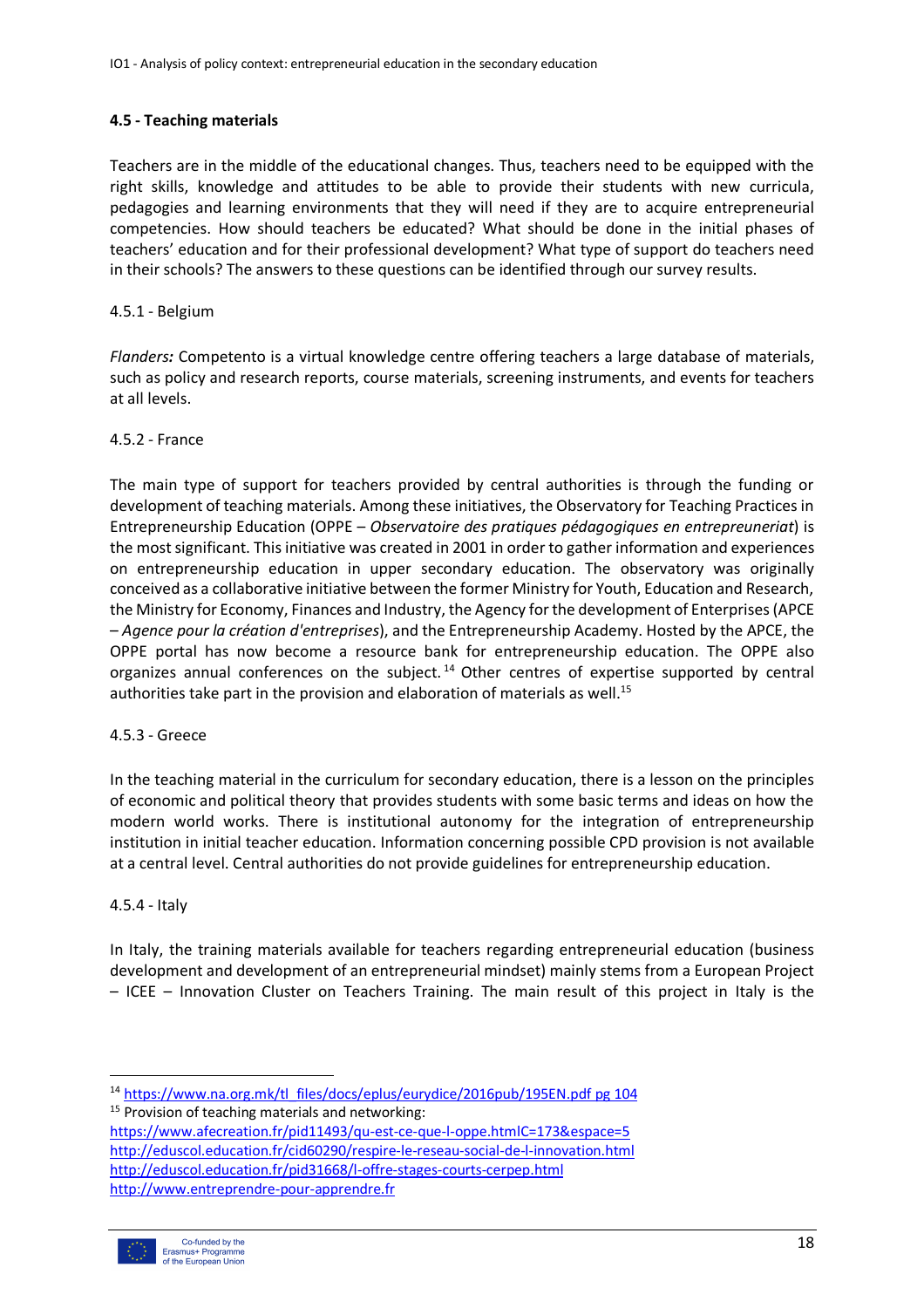### 4.5 - Teaching materials

Teachers are in the middle of the educational changes. Thus, teachers need to be equipped with the right skills, knowledge and attitudes to be able to provide their students with new curricula, pedagogies and learning environments that they will need if they are to acquire entrepreneurial competencies. How should teachers be educated? What should be done in the initial phases of teachers' education and for their professional development? What type of support do teachers need in their schools? The answers to these questions can be identified through our survey results.

#### 4.5.1 - Belgium

*Flanders:* Competento is a virtual knowledge centre offering teachers a large database of materials, such as policy and research reports, course materials, screening instruments, and events for teachers at all levels.

#### 4.5.2 - France

The main type of support for teachers provided by central authorities is through the funding or development of teaching materials. Among these initiatives, the Observatory for Teaching Practices in Entrepreneurship Education (OPPE – *Observatoire des pratiques pédagogiques en entrepreneuriat*) is the most significant. This initiative was created in 2001 in order to gather information and experiences on entrepreneurship education in upper secondary education. The observatory was originally conceived as a collaborative initiative between the former Ministry for Youth, Education and Research, the Ministry for Economy, Finances and Industry, the Agency for the development of Enterprises (APCE – *Agence pour la création d'entreprises*), and the Entrepreneurship Academy. Hosted by the APCE, the OPPE portal has now become a resource bank for entrepreneurship education. The OPPE also organizes annual conferences on the subject.[14] Other centres of expertise supported by central authorities take part in the provision and elaboration of materials as well.[15]

#### 4.5.3 - Greece

In the teaching material in the curriculum for secondary education, there is a lesson on the principles of economic and political theory that provides students with some basic terms and ideas on how the modern world works. There is institutional autonomy for the integration of entrepreneurship institution in initial teacher education. Information concerning possible CPD provision is not available at a central level. Central authorities do not provide guidelines for entrepreneurship education.

#### 4.5.4 - Italy

In Italy, the training materials available for teachers regarding entrepreneurial education (business development and development of an entrepreneurial mindset) mainly stems from a European Project – ICEE – Innovation Cluster on Teachers Training. The main result of this project in Italy is the

---

[14] https://www.na.org.mk/tl_files/docs/eplus/eurydice/2016pub/195EN.pdf pg 104

[15] Provision of teaching materials and networking:
https://www.afecreation.fr/pid11493/qu-est-ce-que-l-oppe.htmlC=173&espace=5
http://eduscol.education.fr/cid60290/respire-le-reseau-social-de-l-innovation.html
http://eduscol.education.fr/pid31668/l-offre-stages-courts-cerpep.html
http://www.entreprendre-pour-apprendre.fr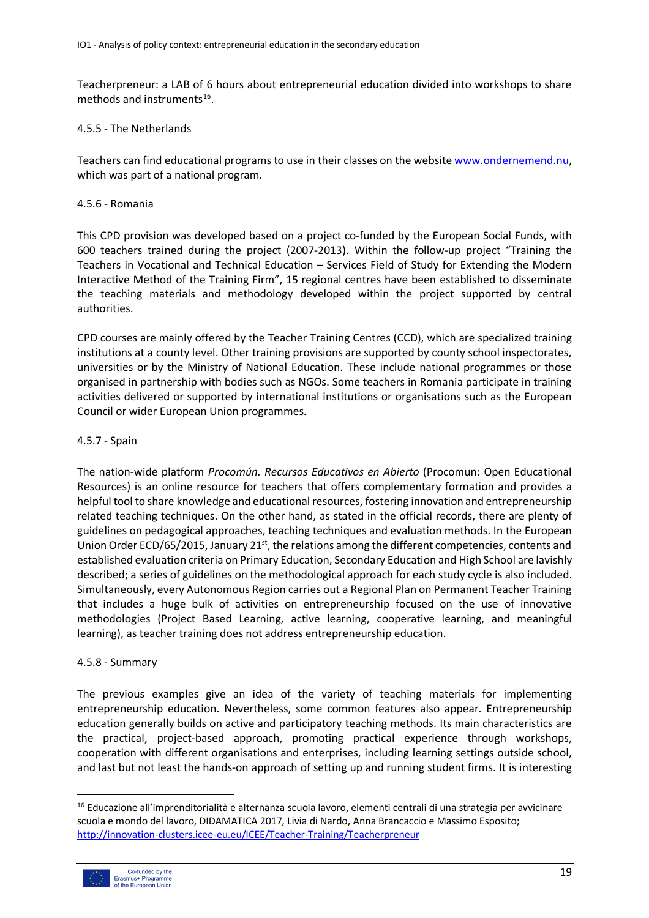Teacherpreneur: a LAB of 6 hours about entrepreneurial education divided into workshops to share methods and instruments[16].

#### 4.5.5 - The Netherlands

Teachers can find educational programs to use in their classes on the website [www.ondernemend.nu](www.ondernemend.nu), which was part of a national program.

#### 4.5.6 - Romania

This CPD provision was developed based on a project co-funded by the European Social Funds, with 600 teachers trained during the project (2007-2013). Within the follow-up project "Training the Teachers in Vocational and Technical Education – Services Field of Study for Extending the Modern Interactive Method of the Training Firm", 15 regional centres have been established to disseminate the teaching materials and methodology developed within the project supported by central authorities.

CPD courses are mainly offered by the Teacher Training Centres (CCD), which are specialized training institutions at a county level. Other training provisions are supported by county school inspectorates, universities or by the Ministry of National Education. These include national programmes or those organised in partnership with bodies such as NGOs. Some teachers in Romania participate in training activities delivered or supported by international institutions or organisations such as the European Council or wider European Union programmes.

#### 4.5.7 - Spain

The nation-wide platform *Procomún. Recursos Educativos en Abierto* (Procomun: Open Educational Resources) is an online resource for teachers that offers complementary formation and provides a helpful tool to share knowledge and educational resources, fostering innovation and entrepreneurship related teaching techniques. On the other hand, as stated in the official records, there are plenty of guidelines on pedagogical approaches, teaching techniques and evaluation methods. In the European Union Order ECD/65/2015, January 21st, the relations among the different competencies, contents and established evaluation criteria on Primary Education, Secondary Education and High School are lavishly described; a series of guidelines on the methodological approach for each study cycle is also included. Simultaneously, every Autonomous Region carries out a Regional Plan on Permanent Teacher Training that includes a huge bulk of activities on entrepreneurship focused on the use of innovative methodologies (Project Based Learning, active learning, cooperative learning, and meaningful learning), as teacher training does not address entrepreneurship education.

#### 4.5.8 - Summary

The previous examples give an idea of the variety of teaching materials for implementing entrepreneurship education. Nevertheless, some common features also appear. Entrepreneurship education generally builds on active and participatory teaching methods. Its main characteristics are the practical, project-based approach, promoting practical experience through workshops, cooperation with different organisations and enterprises, including learning settings outside school, and last but not least the hands-on approach of setting up and running student firms. It is interesting

---

[16] Educazione all'imprenditorialità e alternanza scuola lavoro, elementi centrali di una strategia per avvicinare scuola e mondo del lavoro, DIDAMATICA 2017, Livia di Nardo, Anna Brancaccio e Massimo Esposito; [http://innovation-clusters.icee-eu.eu/ICEE/Teacher-Training/Teacherpreneur](http://innovation-clusters.icee-eu.eu/ICEE/Teacher-Training/Teacherpreneur)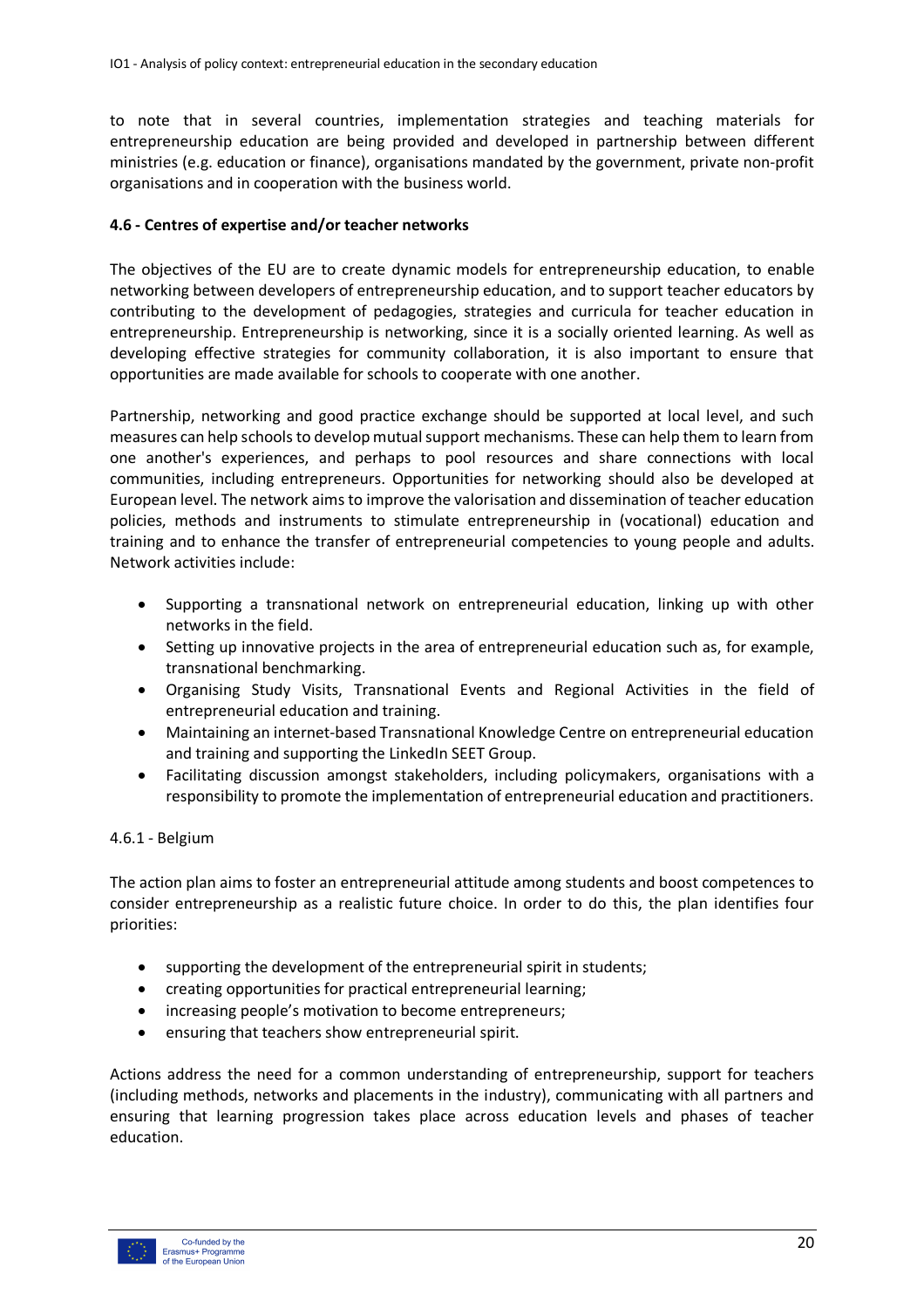to note that in several countries, implementation strategies and teaching materials for entrepreneurship education are being provided and developed in partnership between different ministries (e.g. education or finance), organisations mandated by the government, private non-profit organisations and in cooperation with the business world.

### 4.6 - Centres of expertise and/or teacher networks

The objectives of the EU are to create dynamic models for entrepreneurship education, to enable networking between developers of entrepreneurship education, and to support teacher educators by contributing to the development of pedagogies, strategies and curricula for teacher education in entrepreneurship. Entrepreneurship is networking, since it is a socially oriented learning. As well as developing effective strategies for community collaboration, it is also important to ensure that opportunities are made available for schools to cooperate with one another.

Partnership, networking and good practice exchange should be supported at local level, and such measures can help schools to develop mutual support mechanisms. These can help them to learn from one another's experiences, and perhaps to pool resources and share connections with local communities, including entrepreneurs. Opportunities for networking should also be developed at European level. The network aims to improve the valorisation and dissemination of teacher education policies, methods and instruments to stimulate entrepreneurship in (vocational) education and training and to enhance the transfer of entrepreneurial competencies to young people and adults. Network activities include:

- Supporting a transnational network on entrepreneurial education, linking up with other networks in the field.
- Setting up innovative projects in the area of entrepreneurial education such as, for example, transnational benchmarking.
- Organising Study Visits, Transnational Events and Regional Activities in the field of entrepreneurial education and training.
- Maintaining an internet-based Transnational Knowledge Centre on entrepreneurial education and training and supporting the LinkedIn SEET Group.
- Facilitating discussion amongst stakeholders, including policymakers, organisations with a responsibility to promote the implementation of entrepreneurial education and practitioners.

#### 4.6.1 - Belgium

The action plan aims to foster an entrepreneurial attitude among students and boost competences to consider entrepreneurship as a realistic future choice. In order to do this, the plan identifies four priorities:

- supporting the development of the entrepreneurial spirit in students;
- creating opportunities for practical entrepreneurial learning;
- increasing people's motivation to become entrepreneurs;
- ensuring that teachers show entrepreneurial spirit.

Actions address the need for a common understanding of entrepreneurship, support for teachers (including methods, networks and placements in the industry), communicating with all partners and ensuring that learning progression takes place across education levels and phases of teacher education.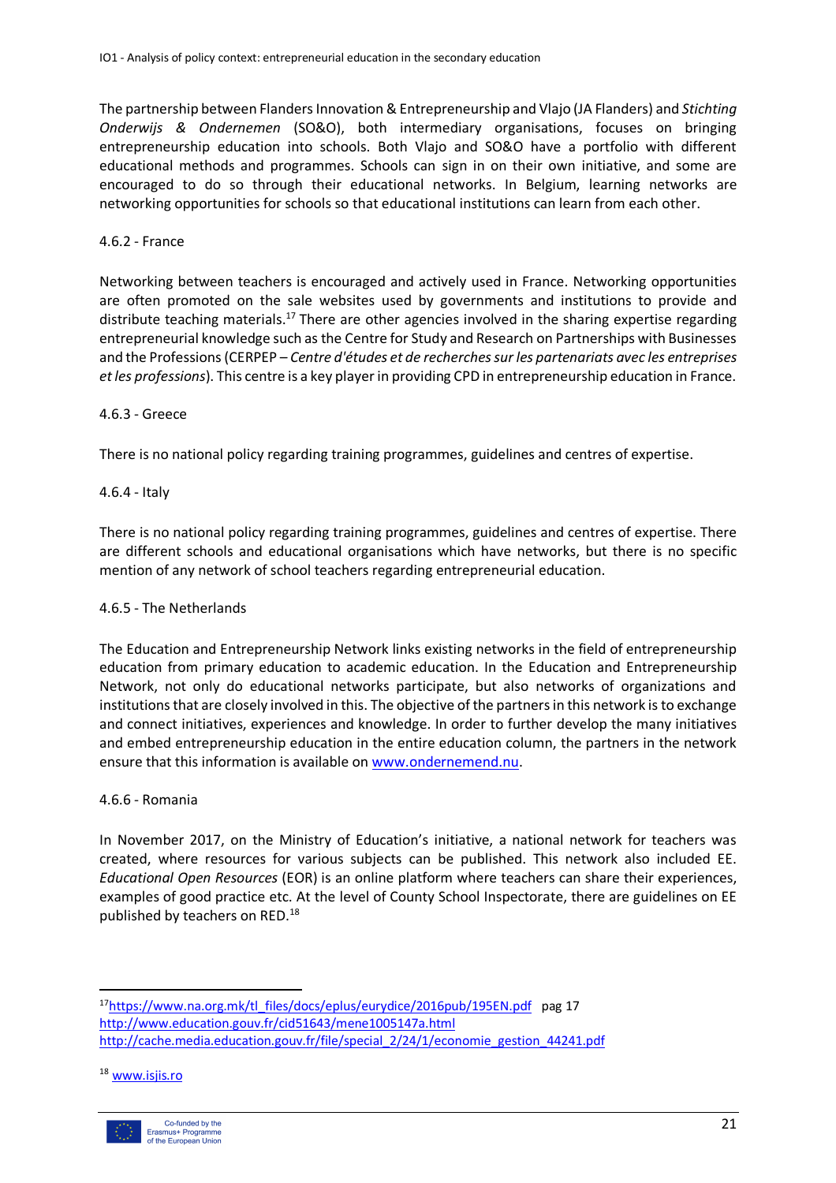The partnership between Flanders Innovation & Entrepreneurship and Vlajo (JA Flanders) and *Stichting Onderwijs & Ondernemen* (SO&O), both intermediary organisations, focuses on bringing entrepreneurship education into schools. Both Vlajo and SO&O have a portfolio with different educational methods and programmes. Schools can sign in on their own initiative, and some are encouraged to do so through their educational networks. In Belgium, learning networks are networking opportunities for schools so that educational institutions can learn from each other.

### 4.6.2 - France

Networking between teachers is encouraged and actively used in France. Networking opportunities are often promoted on the sale websites used by governments and institutions to provide and distribute teaching materials.[17] There are other agencies involved in the sharing expertise regarding entrepreneurial knowledge such as the Centre for Study and Research on Partnerships with Businesses and the Professions (CERPEP – *Centre d'études et de recherches sur les partenariats avec les entreprises et les professions*). This centre is a key player in providing CPD in entrepreneurship education in France.

### 4.6.3 - Greece

There is no national policy regarding training programmes, guidelines and centres of expertise.

### 4.6.4 - Italy

There is no national policy regarding training programmes, guidelines and centres of expertise. There are different schools and educational organisations which have networks, but there is no specific mention of any network of school teachers regarding entrepreneurial education.

### 4.6.5 - The Netherlands

The Education and Entrepreneurship Network links existing networks in the field of entrepreneurship education from primary education to academic education. In the Education and Entrepreneurship Network, not only do educational networks participate, but also networks of organizations and institutions that are closely involved in this. The objective of the partners in this network is to exchange and connect initiatives, experiences and knowledge. In order to further develop the many initiatives and embed entrepreneurship education in the entire education column, the partners in the network ensure that this information is available on [www.ondernemend.nu](www.ondernemend.nu).

### 4.6.6 - Romania

In November 2017, on the Ministry of Education's initiative, a national network for teachers was created, where resources for various subjects can be published. This network also included EE. *Educational Open Resources* (EOR) is an online platform where teachers can share their experiences, examples of good practice etc. At the level of County School Inspectorate, there are guidelines on EE published by teachers on RED.[18]

---

[17] https://www.na.org.mk/tl_files/docs/eplus/eurydice/2016pub/195EN.pdf pag 17
http://www.education.gouv.fr/cid51643/mene1005147a.html
http://cache.media.education.gouv.fr/file/special_2/24/1/economie_gestion_44241.pdf

[18] www.isjis.ro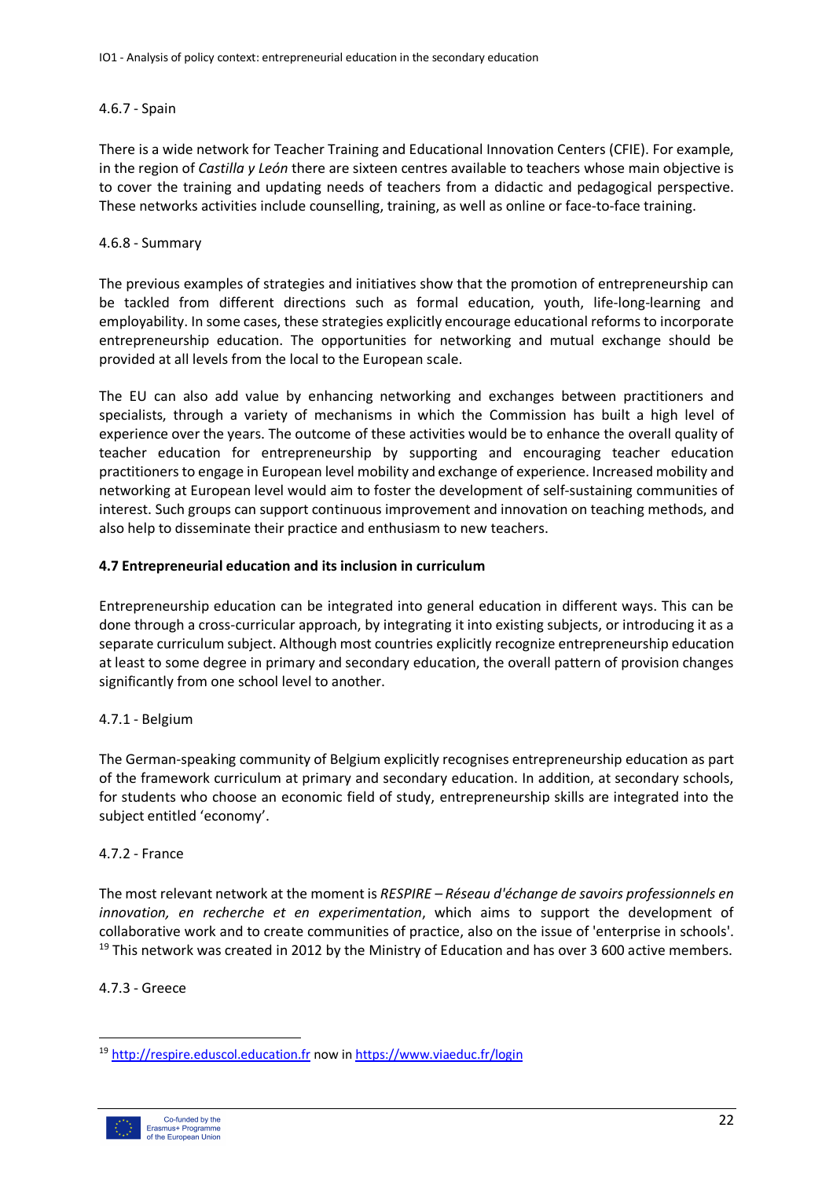#### 4.6.7 - Spain

There is a wide network for Teacher Training and Educational Innovation Centers (CFIE). For example, in the region of *Castilla y León* there are sixteen centres available to teachers whose main objective is to cover the training and updating needs of teachers from a didactic and pedagogical perspective. These networks activities include counselling, training, as well as online or face-to-face training.

#### 4.6.8 - Summary

The previous examples of strategies and initiatives show that the promotion of entrepreneurship can be tackled from different directions such as formal education, youth, life-long-learning and employability. In some cases, these strategies explicitly encourage educational reforms to incorporate entrepreneurship education. The opportunities for networking and mutual exchange should be provided at all levels from the local to the European scale.

The EU can also add value by enhancing networking and exchanges between practitioners and specialists, through a variety of mechanisms in which the Commission has built a high level of experience over the years. The outcome of these activities would be to enhance the overall quality of teacher education for entrepreneurship by supporting and encouraging teacher education practitioners to engage in European level mobility and exchange of experience. Increased mobility and networking at European level would aim to foster the development of self-sustaining communities of interest. Such groups can support continuous improvement and innovation on teaching methods, and also help to disseminate their practice and enthusiasm to new teachers.

### 4.7 Entrepreneurial education and its inclusion in curriculum

Entrepreneurship education can be integrated into general education in different ways. This can be done through a cross-curricular approach, by integrating it into existing subjects, or introducing it as a separate curriculum subject. Although most countries explicitly recognize entrepreneurship education at least to some degree in primary and secondary education, the overall pattern of provision changes significantly from one school level to another.

#### 4.7.1 - Belgium

The German-speaking community of Belgium explicitly recognises entrepreneurship education as part of the framework curriculum at primary and secondary education. In addition, at secondary schools, for students who choose an economic field of study, entrepreneurship skills are integrated into the subject entitled 'economy'.

#### 4.7.2 - France

The most relevant network at the moment is *RESPIRE – Réseau d'échange de savoirs professionnels en innovation, en recherche et en experimentation*, which aims to support the development of collaborative work and to create communities of practice, also on the issue of 'enterprise in schools'. [19] This network was created in 2012 by the Ministry of Education and has over 3 600 active members.

#### 4.7.3 - Greece

[19] http://respire.eduscol.education.fr now in https://www.viaeduc.fr/login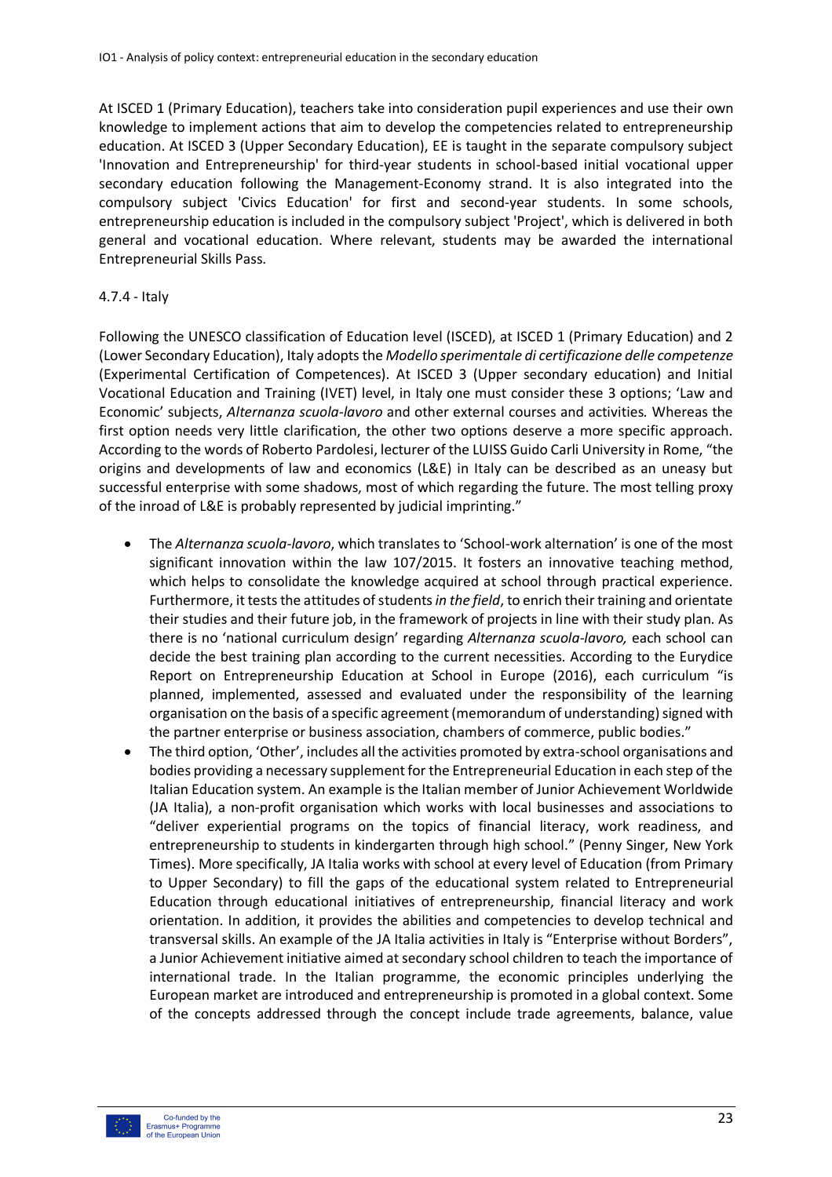At ISCED 1 (Primary Education), teachers take into consideration pupil experiences and use their own knowledge to implement actions that aim to develop the competencies related to entrepreneurship education. At ISCED 3 (Upper Secondary Education), EE is taught in the separate compulsory subject 'Innovation and Entrepreneurship' for third-year students in school-based initial vocational upper secondary education following the Management-Economy strand. It is also integrated into the compulsory subject 'Civics Education' for first and second-year students. In some schools, entrepreneurship education is included in the compulsory subject 'Project', which is delivered in both general and vocational education. Where relevant, students may be awarded the international Entrepreneurial Skills Pass.

4.7.4 - Italy

Following the UNESCO classification of Education level (ISCED), at ISCED 1 (Primary Education) and 2 (Lower Secondary Education), Italy adopts the *Modello sperimentale di certificazione delle competenze* (Experimental Certification of Competences). At ISCED 3 (Upper secondary education) and Initial Vocational Education and Training (IVET) level, in Italy one must consider these 3 options; 'Law and Economic' subjects, *Alternanza scuola-lavoro* and other external courses and activities. Whereas the first option needs very little clarification, the other two options deserve a more specific approach. According to the words of Roberto Pardolesi, lecturer of the LUISS Guido Carli University in Rome, "the origins and developments of law and economics (L&E) in Italy can be described as an uneasy but successful enterprise with some shadows, most of which regarding the future. The most telling proxy of the inroad of L&E is probably represented by judicial imprinting."

- The *Alternanza scuola-lavoro*, which translates to 'School-work alternation' is one of the most significant innovation within the law 107/2015. It fosters an innovative teaching method, which helps to consolidate the knowledge acquired at school through practical experience. Furthermore, it tests the attitudes of students *in the field*, to enrich their training and orientate their studies and their future job, in the framework of projects in line with their study plan. As there is no 'national curriculum design' regarding *Alternanza scuola-lavoro,* each school can decide the best training plan according to the current necessities. According to the Eurydice Report on Entrepreneurship Education at School in Europe (2016), each curriculum "is planned, implemented, assessed and evaluated under the responsibility of the learning organisation on the basis of a specific agreement (memorandum of understanding) signed with the partner enterprise or business association, chambers of commerce, public bodies."
- The third option, 'Other', includes all the activities promoted by extra-school organisations and bodies providing a necessary supplement for the Entrepreneurial Education in each step of the Italian Education system. An example is the Italian member of Junior Achievement Worldwide (JA Italia), a non-profit organisation which works with local businesses and associations to "deliver experiential programs on the topics of financial literacy, work readiness, and entrepreneurship to students in kindergarten through high school." (Penny Singer, New York Times). More specifically, JA Italia works with school at every level of Education (from Primary to Upper Secondary) to fill the gaps of the educational system related to Entrepreneurial Education through educational initiatives of entrepreneurship, financial literacy and work orientation. In addition, it provides the abilities and competencies to develop technical and transversal skills. An example of the JA Italia activities in Italy is "Enterprise without Borders", a Junior Achievement initiative aimed at secondary school children to teach the importance of international trade. In the Italian programme, the economic principles underlying the European market are introduced and entrepreneurship is promoted in a global context. Some of the concepts addressed through the concept include trade agreements, balance, value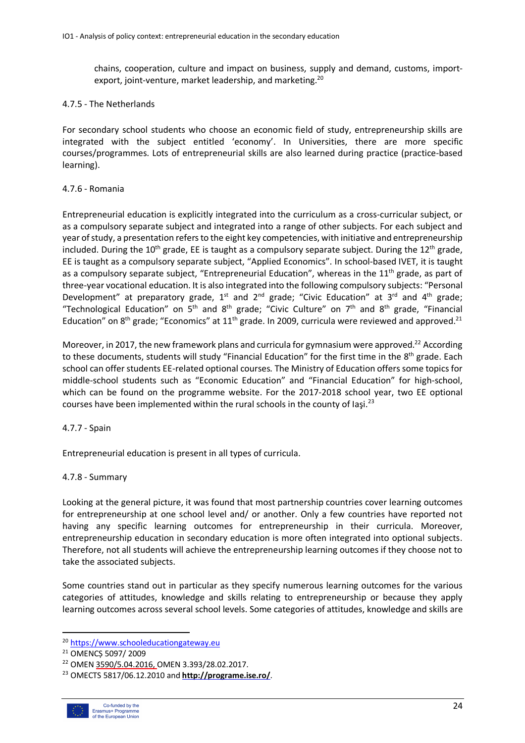chains, cooperation, culture and impact on business, supply and demand, customs, import-export, joint-venture, market leadership, and marketing.[20]

### 4.7.5 - The Netherlands

For secondary school students who choose an economic field of study, entrepreneurship skills are integrated with the subject entitled 'economy'. In Universities, there are more specific courses/programmes. Lots of entrepreneurial skills are also learned during practice (practice-based learning).

### 4.7.6 - Romania

Entrepreneurial education is explicitly integrated into the curriculum as a cross-curricular subject, or as a compulsory separate subject and integrated into a range of other subjects. For each subject and year of study, a presentation refers to the eight key competencies, with initiative and entrepreneurship included. During the 10th grade, EE is taught as a compulsory separate subject. During the 12th grade, EE is taught as a compulsory separate subject, "Applied Economics". In school-based IVET, it is taught as a compulsory separate subject, "Entrepreneurial Education", whereas in the 11th grade, as part of three-year vocational education. It is also integrated into the following compulsory subjects: "Personal Development" at preparatory grade, 1st and 2nd grade; "Civic Education" at 3rd and 4th grade; "Technological Education" on 5th and 8th grade; "Civic Culture" on 7th and 8th grade, "Financial Education" on 8th grade; "Economics" at 11th grade. In 2009, curricula were reviewed and approved.[21]

Moreover, in 2017, the new framework plans and curricula for gymnasium were approved.[22] According to these documents, students will study "Financial Education" for the first time in the 8th grade. Each school can offer students EE-related optional courses. The Ministry of Education offers some topics for middle-school students such as "Economic Education" and "Financial Education" for high-school, which can be found on the programme website. For the 2017-2018 school year, two EE optional courses have been implemented within the rural schools in the county of Iaşi.[23]

### 4.7.7 - Spain

Entrepreneurial education is present in all types of curricula.

### 4.7.8 - Summary

Looking at the general picture, it was found that most partnership countries cover learning outcomes for entrepreneurship at one school level and/ or another. Only a few countries have reported not having any specific learning outcomes for entrepreneurship in their curricula. Moreover, entrepreneurship education in secondary education is more often integrated into optional subjects. Therefore, not all students will achieve the entrepreneurship learning outcomes if they choose not to take the associated subjects.

Some countries stand out in particular as they specify numerous learning outcomes for the various categories of attitudes, knowledge and skills relating to entrepreneurship or because they apply learning outcomes across several school levels. Some categories of attitudes, knowledge and skills are

---

[20] https://www.schooleducationgateway.eu

[21] OMENCŞ 5097/ 2009

[22] OMEN 3590/5.04.2016, OMEN 3.393/28.02.2017.

[23] OMECTS 5817/06.12.2010 and **http://programe.ise.ro/**.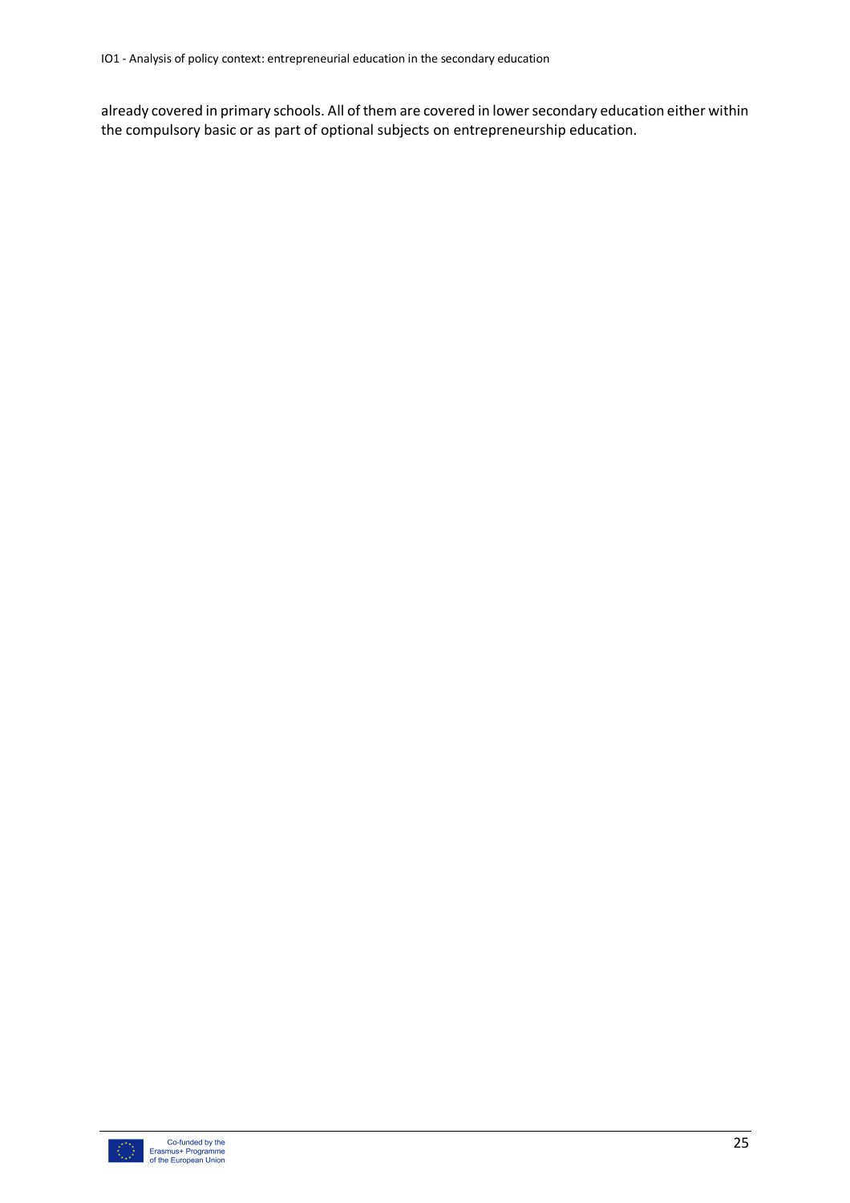already covered in primary schools. All of them are covered in lower secondary education either within the compulsory basic or as part of optional subjects on entrepreneurship education.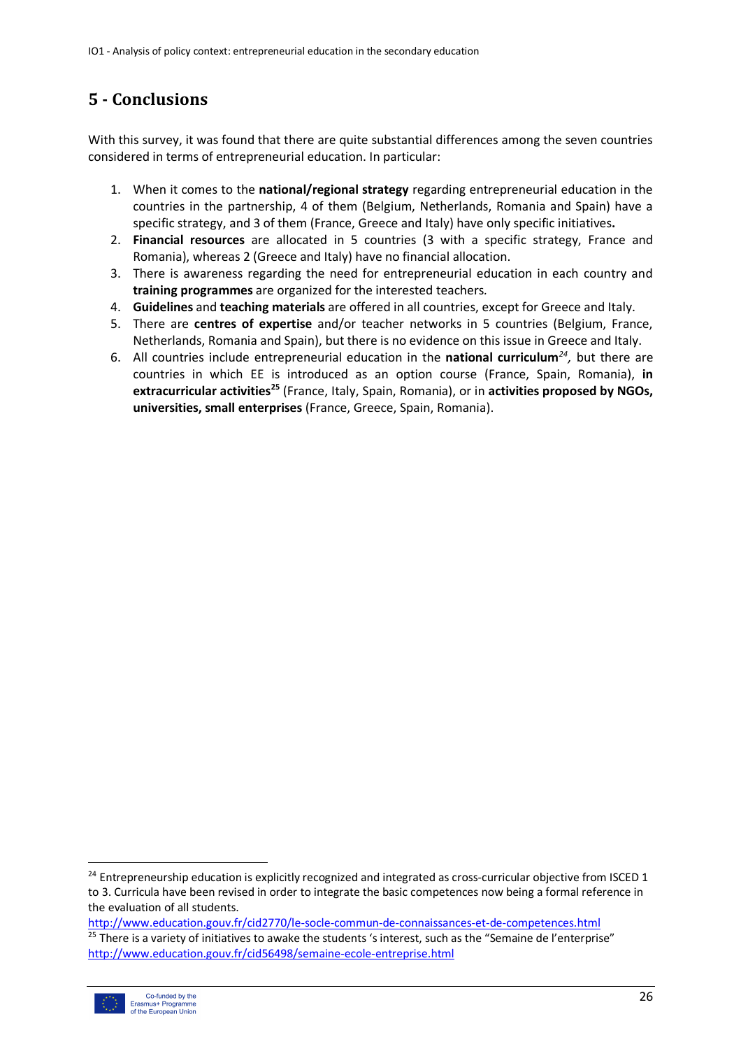## 5 - Conclusions

With this survey, it was found that there are quite substantial differences among the seven countries considered in terms of entrepreneurial education. In particular:

1. When it comes to the **national/regional strategy** regarding entrepreneurial education in the countries in the partnership, 4 of them (Belgium, Netherlands, Romania and Spain) have a specific strategy, and 3 of them (France, Greece and Italy) have only specific initiatives**.**
2. **Financial resources** are allocated in 5 countries (3 with a specific strategy, France and Romania), whereas 2 (Greece and Italy) have no financial allocation.
3. There is awareness regarding the need for entrepreneurial education in each country and **training programmes** are organized for the interested teachers.
4. **Guidelines** and **teaching materials** are offered in all countries, except for Greece and Italy.
5. There are **centres of expertise** and/or teacher networks in 5 countries (Belgium, France, Netherlands, Romania and Spain), but there is no evidence on this issue in Greece and Italy.
6. All countries include entrepreneurial education in the **national curriculum**[24], but there are countries in which EE is introduced as an option course (France, Spain, Romania), **in extracurricular activities**[25] (France, Italy, Spain, Romania), or in **activities proposed by NGOs, universities, small enterprises** (France, Greece, Spain, Romania).

---

[24] Entrepreneurship education is explicitly recognized and integrated as cross-curricular objective from ISCED 1 to 3. Curricula have been revised in order to integrate the basic competences now being a formal reference in the evaluation of all students.
http://www.education.gouv.fr/cid2770/le-socle-commun-de-connaissances-et-de-competences.html

[25] There is a variety of initiatives to awake the students 's interest, such as the "Semaine de l'enterprise" http://www.education.gouv.fr/cid56498/semaine-ecole-entreprise.html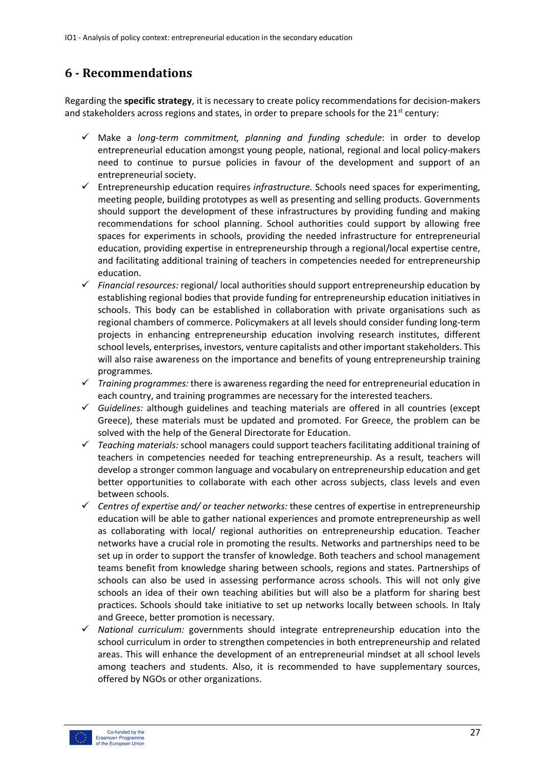## 6 - Recommendations

Regarding the **specific strategy**, it is necessary to create policy recommendations for decision-makers and stakeholders across regions and states, in order to prepare schools for the 21st century:

- ✓ Make a *long-term commitment, planning and funding schedule*: in order to develop entrepreneurial education amongst young people, national, regional and local policy-makers need to continue to pursue policies in favour of the development and support of an entrepreneurial society.
- ✓ Entrepreneurship education requires *infrastructure*. Schools need spaces for experimenting, meeting people, building prototypes as well as presenting and selling products. Governments should support the development of these infrastructures by providing funding and making recommendations for school planning. School authorities could support by allowing free spaces for experiments in schools, providing the needed infrastructure for entrepreneurial education, providing expertise in entrepreneurship through a regional/local expertise centre, and facilitating additional training of teachers in competencies needed for entrepreneurship education.
- ✓ *Financial resources:* regional/ local authorities should support entrepreneurship education by establishing regional bodies that provide funding for entrepreneurship education initiatives in schools. This body can be established in collaboration with private organisations such as regional chambers of commerce. Policymakers at all levels should consider funding long-term projects in enhancing entrepreneurship education involving research institutes, different school levels, enterprises, investors, venture capitalists and other important stakeholders. This will also raise awareness on the importance and benefits of young entrepreneurship training programmes.
- ✓ *Training programmes:* there is awareness regarding the need for entrepreneurial education in each country, and training programmes are necessary for the interested teachers.
- ✓ *Guidelines:* although guidelines and teaching materials are offered in all countries (except Greece), these materials must be updated and promoted. For Greece, the problem can be solved with the help of the General Directorate for Education.
- ✓ *Teaching materials:* school managers could support teachers facilitating additional training of teachers in competencies needed for teaching entrepreneurship. As a result, teachers will develop a stronger common language and vocabulary on entrepreneurship education and get better opportunities to collaborate with each other across subjects, class levels and even between schools.
- ✓ *Centres of expertise and/ or teacher networks:* these centres of expertise in entrepreneurship education will be able to gather national experiences and promote entrepreneurship as well as collaborating with local/ regional authorities on entrepreneurship education. Teacher networks have a crucial role in promoting the results. Networks and partnerships need to be set up in order to support the transfer of knowledge. Both teachers and school management teams benefit from knowledge sharing between schools, regions and states. Partnerships of schools can also be used in assessing performance across schools. This will not only give schools an idea of their own teaching abilities but will also be a platform for sharing best practices. Schools should take initiative to set up networks locally between schools. In Italy and Greece, better promotion is necessary.
- ✓ *National curriculum:* governments should integrate entrepreneurship education into the school curriculum in order to strengthen competencies in both entrepreneurship and related areas. This will enhance the development of an entrepreneurial mindset at all school levels among teachers and students. Also, it is recommended to have supplementary sources, offered by NGOs or other organizations.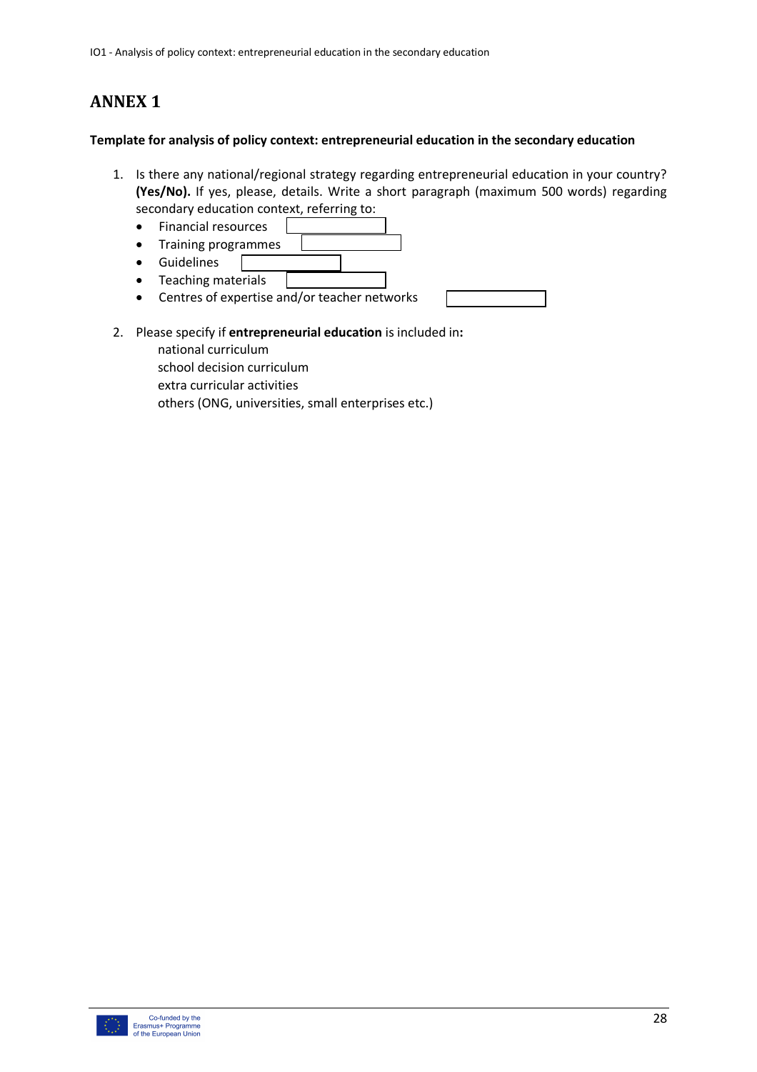# ANNEX 1

**Template for analysis of policy context: entrepreneurial education in the secondary education**

1. Is there any national/regional strategy regarding entrepreneurial education in your country? **(Yes/No).** If yes, please, details. Write a short paragraph (maximum 500 words) regarding secondary education context, referring to:
   - Financial resources
   - Training programmes
   - Guidelines
   - Teaching materials
   - Centres of expertise and/or teacher networks

2. Please specify if **entrepreneurial education** is included in**:**

   national curriculum

   school decision curriculum

   extra curricular activities

   others (ONG, universities, small enterprises etc.)